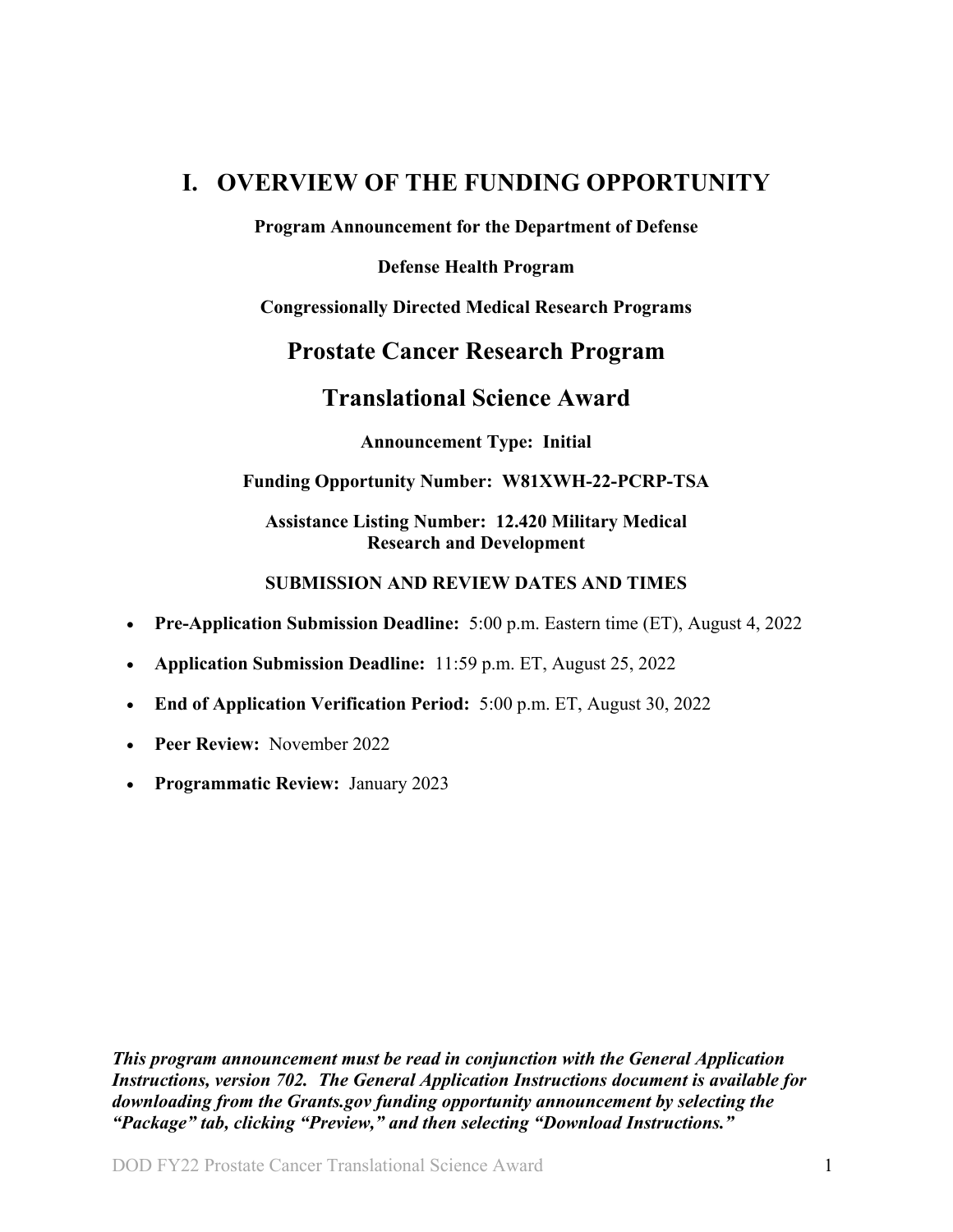# I. OVERVIEW OF THE FUNDING OPPORTUNITY

**Program Announcement for the Department of Defense**

**Defense Health Program**

**Congressionally Directed Medical Research Programs**

## Prostate Cancer Research Program

## Translational Science Award

**Announcement Type: Initial**

**Funding Opportunity Number: W81XWH-22-PCRP-TSA**

**Assistance Listing Number: 12.420 Military Medical Research and Development**

**SUBMISSION AND REVIEW DATES AND TIMES**

- **Pre-Application Submission Deadline:** 5:00 p.m. Eastern time (ET), August 4, 2022
- **Application Submission Deadline:** 11:59 p.m. ET, August 25, 2022
- **End of Application Verification Period:** 5:00 p.m. ET, August 30, 2022
- **Peer Review:** November 2022
- **Programmatic Review:** January 2023

***This program announcement must be read in conjunction with the General Application Instructions, version 702. The General Application Instructions document is available for downloading from the Grants.gov funding opportunity announcement by selecting the "Package" tab, clicking "Preview," and then selecting "Download Instructions."***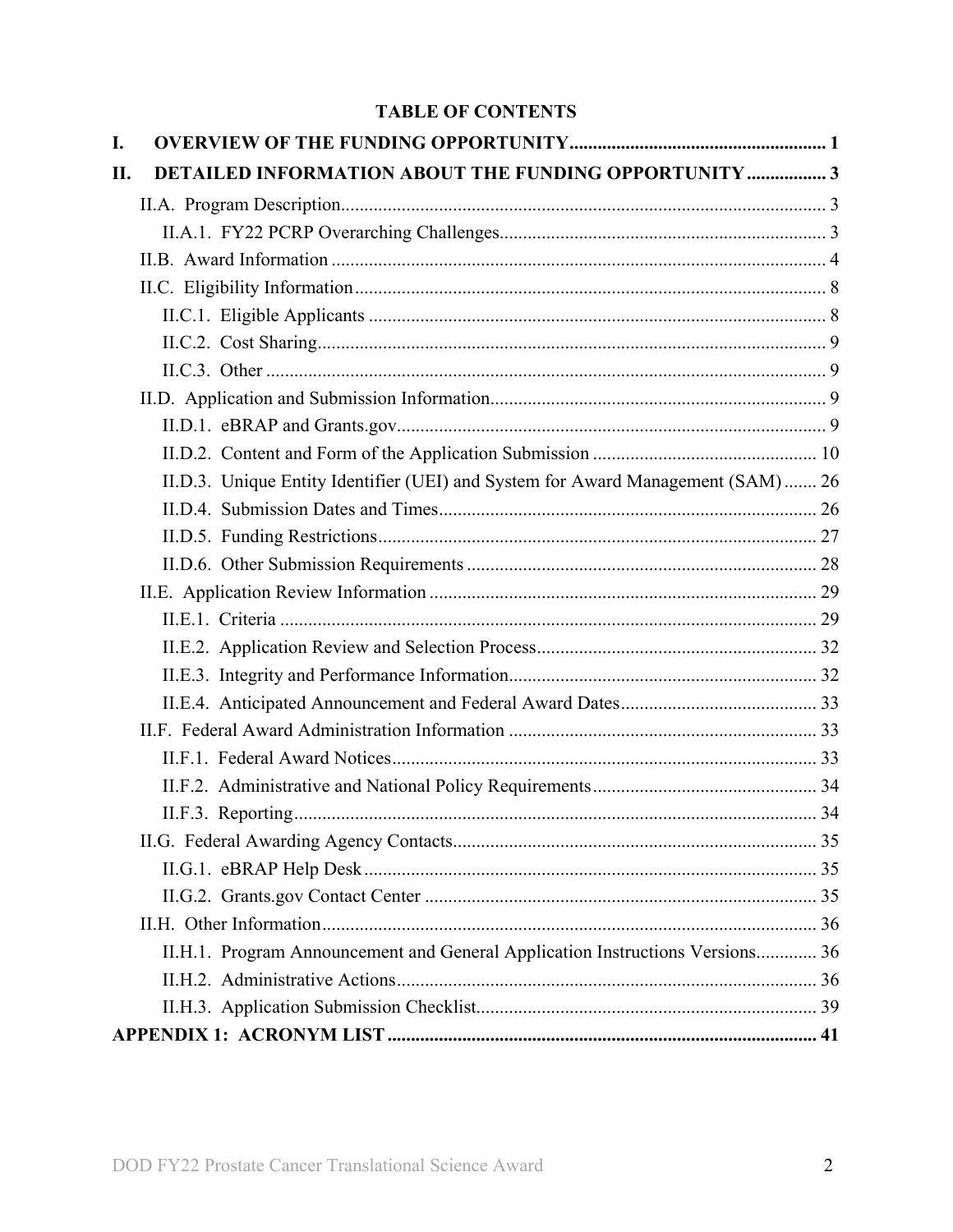## TABLE OF CONTENTS

**I. OVERVIEW OF THE FUNDING OPPORTUNITY ....................................................... 1**

**II. DETAILED INFORMATION ABOUT THE FUNDING OPPORTUNITY ................. 3**

- II.A. Program Description....................................................................................... 3
  - II.A.1. FY22 PCRP Overarching Challenges..................................................................... 3
- II.B. Award Information ........................................................................................ 4
- II.C. Eligibility Information.................................................................................... 8
  - II.C.1. Eligible Applicants ................................................................................. 8
  - II.C.2. Cost Sharing............................................................................................ 9
  - II.C.3. Other ....................................................................................................... 9
- II.D. Application and Submission Information....................................................................... 9
  - II.D.1. eBRAP and Grants.gov........................................................................... 9
  - II.D.2. Content and Form of the Application Submission ................................................ 10
  - II.D.3. Unique Entity Identifier (UEI) and System for Award Management (SAM) ....... 26
  - II.D.4. Submission Dates and Times................................................................................ 26
  - II.D.5. Funding Restrictions............................................................................................. 27
  - II.D.6. Other Submission Requirements .......................................................................... 28
- II.E. Application Review Information .................................................................................. 29
  - II.E.1. Criteria .................................................................................................. 29
  - II.E.2. Application Review and Selection Process........................................................... 32
  - II.E.3. Integrity and Performance Information................................................................. 32
  - II.E.4. Anticipated Announcement and Federal Award Dates.......................................... 33
- II.F. Federal Award Administration Information ................................................................. 33
  - II.F.1. Federal Award Notices.......................................................................................... 33
  - II.F.2. Administrative and National Policy Requirements................................................ 34
  - II.F.3. Reporting............................................................................................................... 34
- II.G. Federal Awarding Agency Contacts............................................................................. 35
  - II.G.1. eBRAP Help Desk................................................................................................ 35
  - II.G.2. Grants.gov Contact Center ................................................................................... 35
- II.H. Other Information.......................................................................................................... 36
  - II.H.1. Program Announcement and General Application Instructions Versions............. 36
  - II.H.2. Administrative Actions.......................................................................................... 36
  - II.H.3. Application Submission Checklist........................................................................ 39

**APPENDIX 1: ACRONYM LIST ........................................................................................... 41**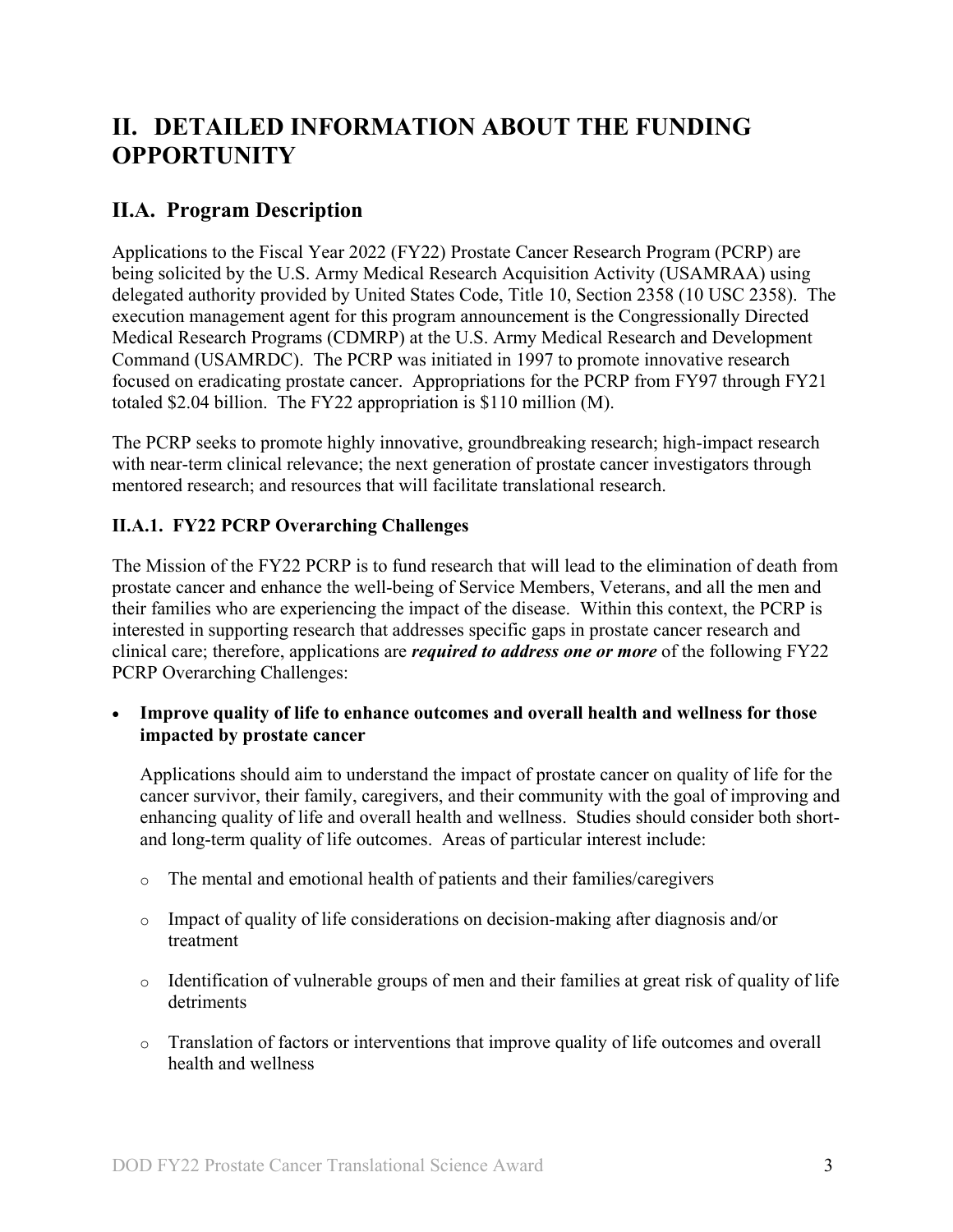# II. DETAILED INFORMATION ABOUT THE FUNDING OPPORTUNITY

## II.A. Program Description

Applications to the Fiscal Year 2022 (FY22) Prostate Cancer Research Program (PCRP) are being solicited by the U.S. Army Medical Research Acquisition Activity (USAMRAA) using delegated authority provided by United States Code, Title 10, Section 2358 (10 USC 2358). The execution management agent for this program announcement is the Congressionally Directed Medical Research Programs (CDMRP) at the U.S. Army Medical Research and Development Command (USAMRDC). The PCRP was initiated in 1997 to promote innovative research focused on eradicating prostate cancer. Appropriations for the PCRP from FY97 through FY21 totaled $2.04 billion. The FY22 appropriation is $110 million (M).

The PCRP seeks to promote highly innovative, groundbreaking research; high-impact research with near-term clinical relevance; the next generation of prostate cancer investigators through mentored research; and resources that will facilitate translational research.

### II.A.1. FY22 PCRP Overarching Challenges

The Mission of the FY22 PCRP is to fund research that will lead to the elimination of death from prostate cancer and enhance the well-being of Service Members, Veterans, and all the men and their families who are experiencing the impact of the disease. Within this context, the PCRP is interested in supporting research that addresses specific gaps in prostate cancer research and clinical care; therefore, applications are ***required to address one or more*** of the following FY22 PCRP Overarching Challenges:

- **Improve quality of life to enhance outcomes and overall health and wellness for those impacted by prostate cancer**

  Applications should aim to understand the impact of prostate cancer on quality of life for the cancer survivor, their family, caregivers, and their community with the goal of improving and enhancing quality of life and overall health and wellness. Studies should consider both short- and long-term quality of life outcomes. Areas of particular interest include:

  - The mental and emotional health of patients and their families/caregivers
  - Impact of quality of life considerations on decision-making after diagnosis and/or treatment
  - Identification of vulnerable groups of men and their families at great risk of quality of life detriments
  - Translation of factors or interventions that improve quality of life outcomes and overall health and wellness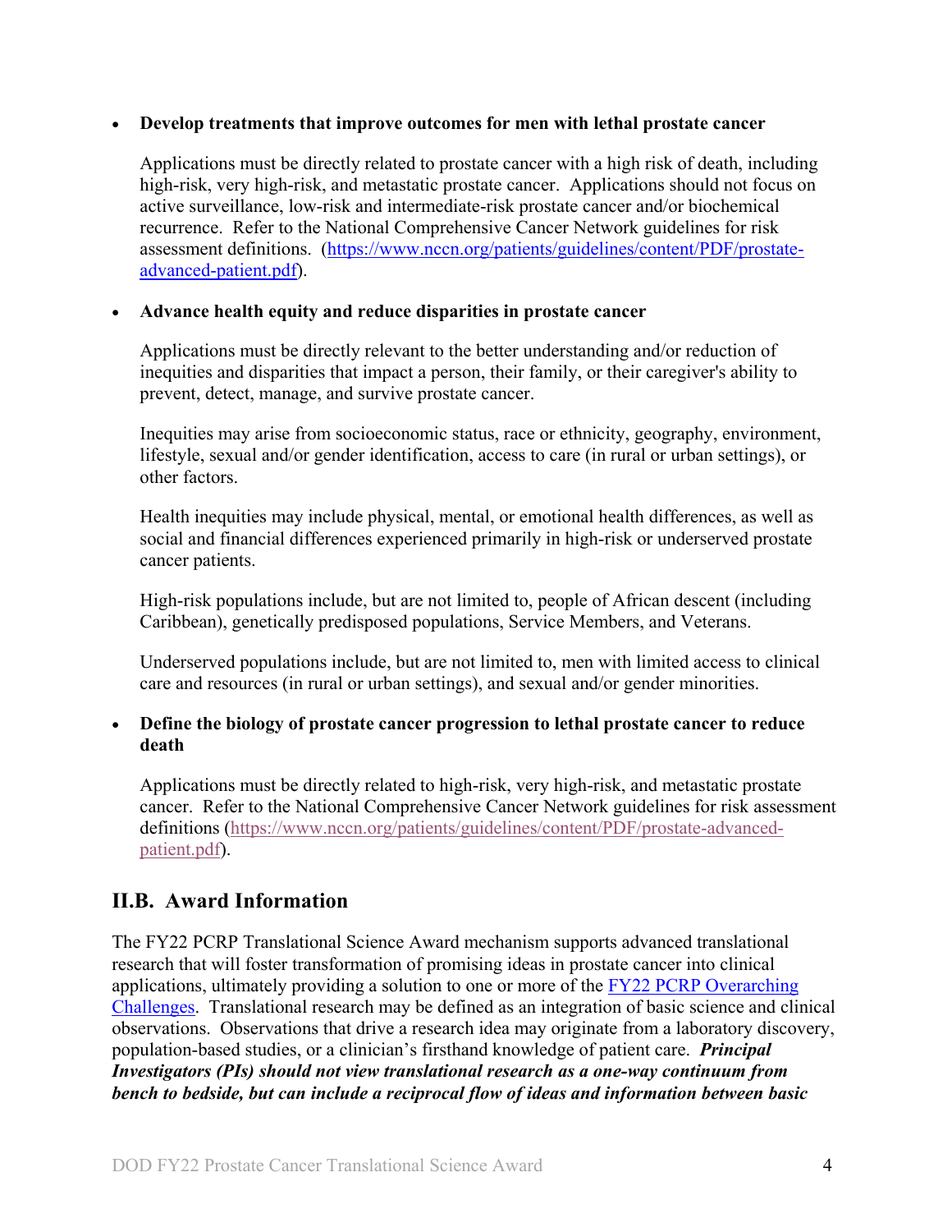- **Develop treatments that improve outcomes for men with lethal prostate cancer**

  Applications must be directly related to prostate cancer with a high risk of death, including high-risk, very high-risk, and metastatic prostate cancer. Applications should not focus on active surveillance, low-risk and intermediate-risk prostate cancer and/or biochemical recurrence. Refer to the National Comprehensive Cancer Network guidelines for risk assessment definitions. ([https://www.nccn.org/patients/guidelines/content/PDF/prostate-advanced-patient.pdf](https://www.nccn.org/patients/guidelines/content/PDF/prostate-advanced-patient.pdf)).

- **Advance health equity and reduce disparities in prostate cancer**

  Applications must be directly relevant to the better understanding and/or reduction of inequities and disparities that impact a person, their family, or their caregiver's ability to prevent, detect, manage, and survive prostate cancer.

  Inequities may arise from socioeconomic status, race or ethnicity, geography, environment, lifestyle, sexual and/or gender identification, access to care (in rural or urban settings), or other factors.

  Health inequities may include physical, mental, or emotional health differences, as well as social and financial differences experienced primarily in high-risk or underserved prostate cancer patients.

  High-risk populations include, but are not limited to, people of African descent (including Caribbean), genetically predisposed populations, Service Members, and Veterans.

  Underserved populations include, but are not limited to, men with limited access to clinical care and resources (in rural or urban settings), and sexual and/or gender minorities.

- **Define the biology of prostate cancer progression to lethal prostate cancer to reduce death**

  Applications must be directly related to high-risk, very high-risk, and metastatic prostate cancer. Refer to the National Comprehensive Cancer Network guidelines for risk assessment definitions ([https://www.nccn.org/patients/guidelines/content/PDF/prostate-advanced-patient.pdf](https://www.nccn.org/patients/guidelines/content/PDF/prostate-advanced-patient.pdf)).

## II.B. Award Information

The FY22 PCRP Translational Science Award mechanism supports advanced translational research that will foster transformation of promising ideas in prostate cancer into clinical applications, ultimately providing a solution to one or more of the FY22 PCRP Overarching Challenges. Translational research may be defined as an integration of basic science and clinical observations. Observations that drive a research idea may originate from a laboratory discovery, population-based studies, or a clinician's firsthand knowledge of patient care. ***Principal Investigators (PIs) should not view translational research as a one-way continuum from bench to bedside, but can include a reciprocal flow of ideas and information between basic***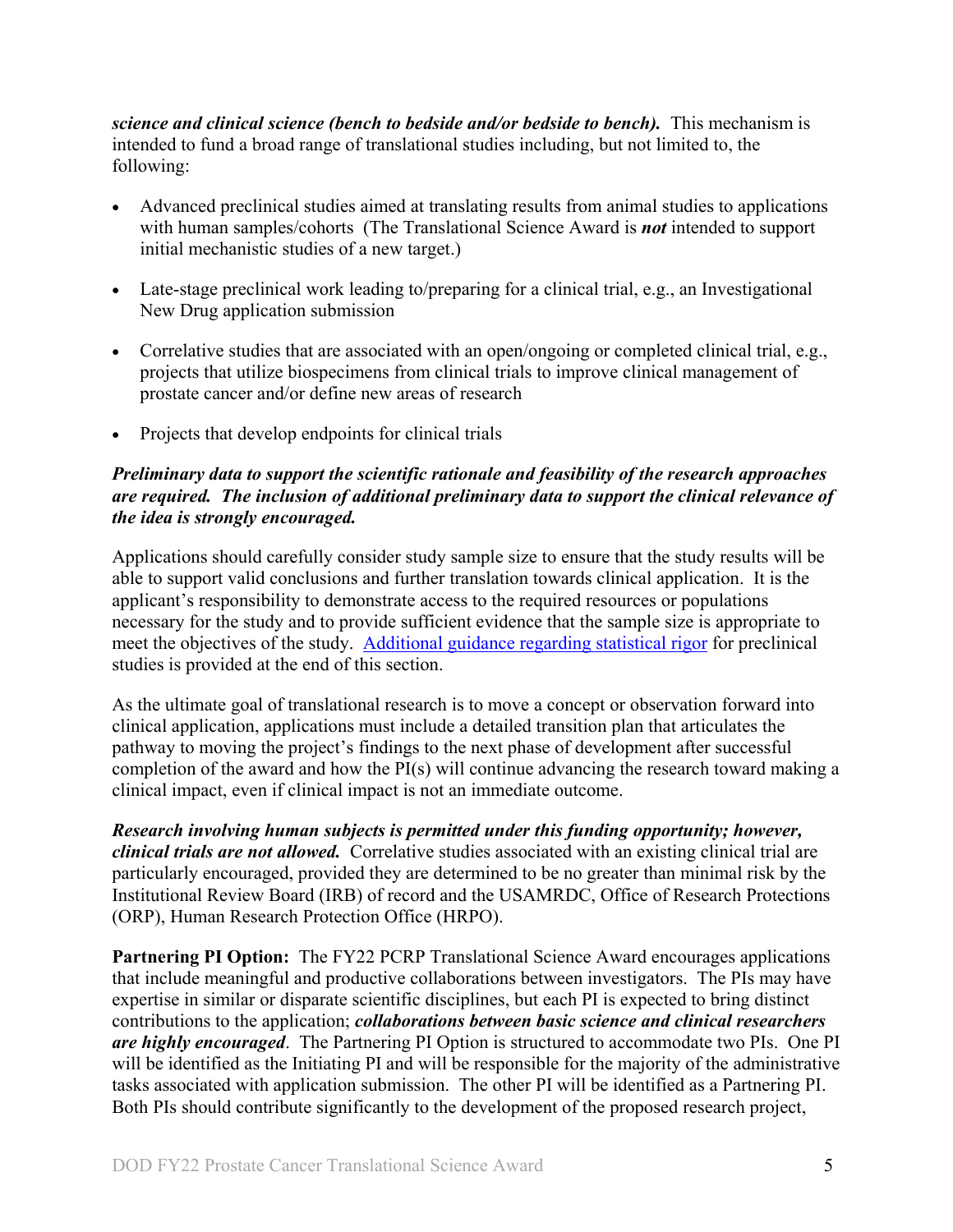***science and clinical science (bench to bedside and/or bedside to bench).*** This mechanism is intended to fund a broad range of translational studies including, but not limited to, the following:

- Advanced preclinical studies aimed at translating results from animal studies to applications with human samples/cohorts (The Translational Science Award is ***not*** intended to support initial mechanistic studies of a new target.)
- Late-stage preclinical work leading to/preparing for a clinical trial, e.g., an Investigational New Drug application submission
- Correlative studies that are associated with an open/ongoing or completed clinical trial, e.g., projects that utilize biospecimens from clinical trials to improve clinical management of prostate cancer and/or define new areas of research
- Projects that develop endpoints for clinical trials

***Preliminary data to support the scientific rationale and feasibility of the research approaches are required. The inclusion of additional preliminary data to support the clinical relevance of the idea is strongly encouraged.***

Applications should carefully consider study sample size to ensure that the study results will be able to support valid conclusions and further translation towards clinical application. It is the applicant's responsibility to demonstrate access to the required resources or populations necessary for the study and to provide sufficient evidence that the sample size is appropriate to meet the objectives of the study. Additional guidance regarding statistical rigor for preclinical studies is provided at the end of this section.

As the ultimate goal of translational research is to move a concept or observation forward into clinical application, applications must include a detailed transition plan that articulates the pathway to moving the project's findings to the next phase of development after successful completion of the award and how the PI(s) will continue advancing the research toward making a clinical impact, even if clinical impact is not an immediate outcome.

***Research involving human subjects is permitted under this funding opportunity; however, clinical trials are not allowed.*** Correlative studies associated with an existing clinical trial are particularly encouraged, provided they are determined to be no greater than minimal risk by the Institutional Review Board (IRB) of record and the USAMRDC, Office of Research Protections (ORP), Human Research Protection Office (HRPO).

**Partnering PI Option:** The FY22 PCRP Translational Science Award encourages applications that include meaningful and productive collaborations between investigators. The PIs may have expertise in similar or disparate scientific disciplines, but each PI is expected to bring distinct contributions to the application; ***collaborations between basic science and clinical researchers are highly encouraged***. The Partnering PI Option is structured to accommodate two PIs. One PI will be identified as the Initiating PI and will be responsible for the majority of the administrative tasks associated with application submission. The other PI will be identified as a Partnering PI. Both PIs should contribute significantly to the development of the proposed research project,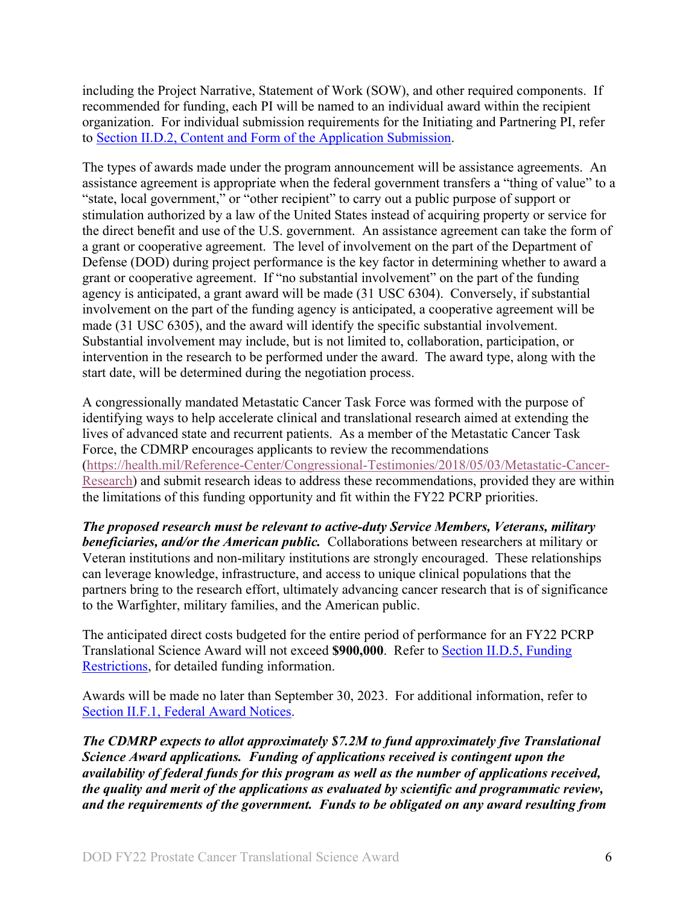including the Project Narrative, Statement of Work (SOW), and other required components. If recommended for funding, each PI will be named to an individual award within the recipient organization. For individual submission requirements for the Initiating and Partnering PI, refer to [Section II.D.2, Content and Form of the Application Submission](#).

The types of awards made under the program announcement will be assistance agreements. An assistance agreement is appropriate when the federal government transfers a "thing of value" to a "state, local government," or "other recipient" to carry out a public purpose of support or stimulation authorized by a law of the United States instead of acquiring property or service for the direct benefit and use of the U.S. government. An assistance agreement can take the form of a grant or cooperative agreement. The level of involvement on the part of the Department of Defense (DOD) during project performance is the key factor in determining whether to award a grant or cooperative agreement. If "no substantial involvement" on the part of the funding agency is anticipated, a grant award will be made (31 USC 6304). Conversely, if substantial involvement on the part of the funding agency is anticipated, a cooperative agreement will be made (31 USC 6305), and the award will identify the specific substantial involvement. Substantial involvement may include, but is not limited to, collaboration, participation, or intervention in the research to be performed under the award. The award type, along with the start date, will be determined during the negotiation process.

A congressionally mandated Metastatic Cancer Task Force was formed with the purpose of identifying ways to help accelerate clinical and translational research aimed at extending the lives of advanced state and recurrent patients. As a member of the Metastatic Cancer Task Force, the CDMRP encourages applicants to review the recommendations ([https://health.mil/Reference-Center/Congressional-Testimonies/2018/05/03/Metastatic-Cancer-Research](https://health.mil/Reference-Center/Congressional-Testimonies/2018/05/03/Metastatic-Cancer-Research)) and submit research ideas to address these recommendations, provided they are within the limitations of this funding opportunity and fit within the FY22 PCRP priorities.

***The proposed research must be relevant to active-duty Service Members, Veterans, military beneficiaries, and/or the American public.*** Collaborations between researchers at military or Veteran institutions and non-military institutions are strongly encouraged. These relationships can leverage knowledge, infrastructure, and access to unique clinical populations that the partners bring to the research effort, ultimately advancing cancer research that is of significance to the Warfighter, military families, and the American public.

The anticipated direct costs budgeted for the entire period of performance for an FY22 PCRP Translational Science Award will not exceed **$900,000**. Refer to [Section II.D.5, Funding Restrictions](#), for detailed funding information.

Awards will be made no later than September 30, 2023. For additional information, refer to [Section II.F.1, Federal Award Notices](#).

***The CDMRP expects to allot approximately $7.2M to fund approximately five Translational Science Award applications. Funding of applications received is contingent upon the availability of federal funds for this program as well as the number of applications received, the quality and merit of the applications as evaluated by scientific and programmatic review, and the requirements of the government. Funds to be obligated on any award resulting from***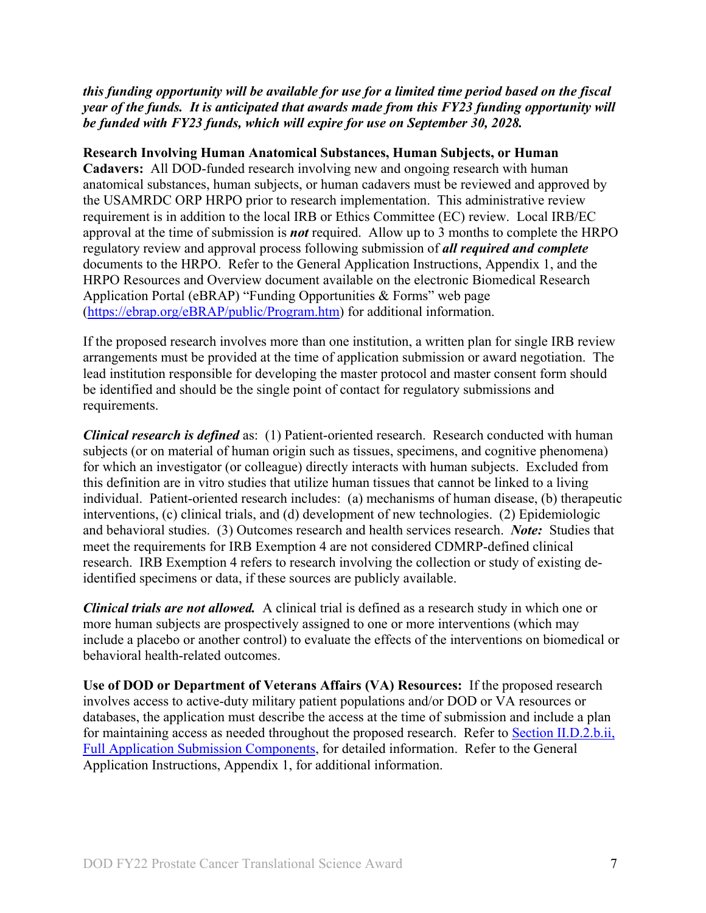***this funding opportunity will be available for use for a limited time period based on the fiscal year of the funds. It is anticipated that awards made from this FY23 funding opportunity will be funded with FY23 funds, which will expire for use on September 30, 2028.***

**Research Involving Human Anatomical Substances, Human Subjects, or Human Cadavers:** All DOD-funded research involving new and ongoing research with human anatomical substances, human subjects, or human cadavers must be reviewed and approved by the USAMRDC ORP HRPO prior to research implementation. This administrative review requirement is in addition to the local IRB or Ethics Committee (EC) review. Local IRB/EC approval at the time of submission is ***not*** required. Allow up to 3 months to complete the HRPO regulatory review and approval process following submission of ***all required and complete*** documents to the HRPO. Refer to the General Application Instructions, Appendix 1, and the HRPO Resources and Overview document available on the electronic Biomedical Research Application Portal (eBRAP) "Funding Opportunities & Forms" web page (https://ebrap.org/eBRAP/public/Program.htm) for additional information.

If the proposed research involves more than one institution, a written plan for single IRB review arrangements must be provided at the time of application submission or award negotiation. The lead institution responsible for developing the master protocol and master consent form should be identified and should be the single point of contact for regulatory submissions and requirements.

***Clinical research is defined*** as: (1) Patient-oriented research. Research conducted with human subjects (or on material of human origin such as tissues, specimens, and cognitive phenomena) for which an investigator (or colleague) directly interacts with human subjects. Excluded from this definition are in vitro studies that utilize human tissues that cannot be linked to a living individual. Patient-oriented research includes: (a) mechanisms of human disease, (b) therapeutic interventions, (c) clinical trials, and (d) development of new technologies. (2) Epidemiologic and behavioral studies. (3) Outcomes research and health services research. ***Note:*** Studies that meet the requirements for IRB Exemption 4 are not considered CDMRP-defined clinical research. IRB Exemption 4 refers to research involving the collection or study of existing de-identified specimens or data, if these sources are publicly available.

***Clinical trials are not allowed.*** A clinical trial is defined as a research study in which one or more human subjects are prospectively assigned to one or more interventions (which may include a placebo or another control) to evaluate the effects of the interventions on biomedical or behavioral health-related outcomes.

**Use of DOD or Department of Veterans Affairs (VA) Resources:** If the proposed research involves access to active-duty military patient populations and/or DOD or VA resources or databases, the application must describe the access at the time of submission and include a plan for maintaining access as needed throughout the proposed research. Refer to Section II.D.2.b.ii, Full Application Submission Components, for detailed information. Refer to the General Application Instructions, Appendix 1, for additional information.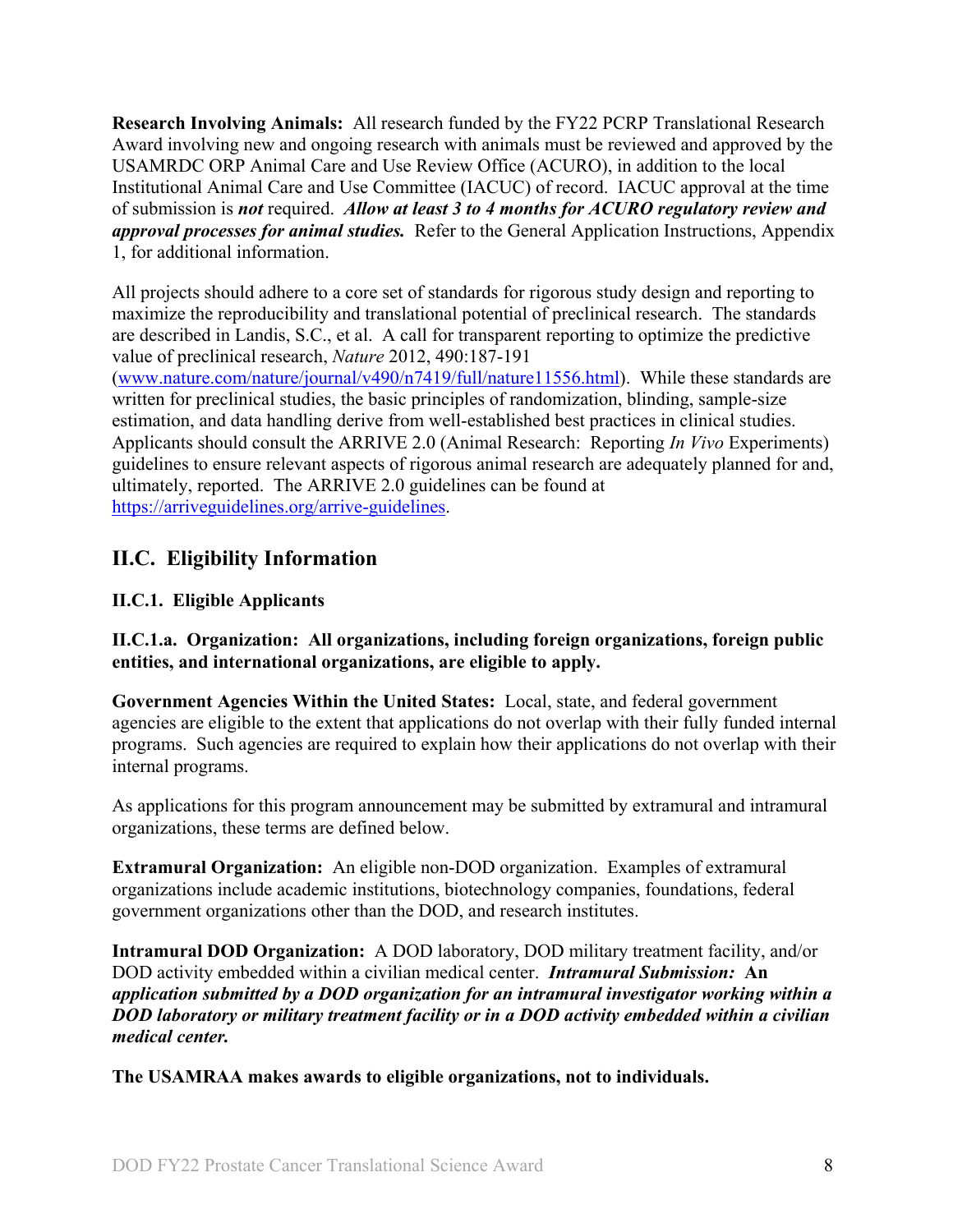**Research Involving Animals:** All research funded by the FY22 PCRP Translational Research Award involving new and ongoing research with animals must be reviewed and approved by the USAMRDC ORP Animal Care and Use Review Office (ACURO), in addition to the local Institutional Animal Care and Use Committee (IACUC) of record. IACUC approval at the time of submission is ***not*** required. ***Allow at least 3 to 4 months for ACURO regulatory review and approval processes for animal studies.*** Refer to the General Application Instructions, Appendix 1, for additional information.

All projects should adhere to a core set of standards for rigorous study design and reporting to maximize the reproducibility and translational potential of preclinical research. The standards are described in Landis, S.C., et al. A call for transparent reporting to optimize the predictive value of preclinical research, *Nature* 2012, 490:187-191 ([www.nature.com/nature/journal/v490/n7419/full/nature11556.html](www.nature.com/nature/journal/v490/n7419/full/nature11556.html)). While these standards are written for preclinical studies, the basic principles of randomization, blinding, sample-size estimation, and data handling derive from well-established best practices in clinical studies. Applicants should consult the ARRIVE 2.0 (Animal Research: Reporting *In Vivo* Experiments) guidelines to ensure relevant aspects of rigorous animal research are adequately planned for and, ultimately, reported. The ARRIVE 2.0 guidelines can be found at [https://arriveguidelines.org/arrive-guidelines](https://arriveguidelines.org/arrive-guidelines).

## II.C. Eligibility Information

### II.C.1. Eligible Applicants

#### II.C.1.a. Organization: All organizations, including foreign organizations, foreign public entities, and international organizations, are eligible to apply.

**Government Agencies Within the United States:** Local, state, and federal government agencies are eligible to the extent that applications do not overlap with their fully funded internal programs. Such agencies are required to explain how their applications do not overlap with their internal programs.

As applications for this program announcement may be submitted by extramural and intramural organizations, these terms are defined below.

**Extramural Organization:** An eligible non-DOD organization. Examples of extramural organizations include academic institutions, biotechnology companies, foundations, federal government organizations other than the DOD, and research institutes.

**Intramural DOD Organization:** A DOD laboratory, DOD military treatment facility, and/or DOD activity embedded within a civilian medical center. ***Intramural Submission:*** ***An application submitted by a DOD organization for an intramural investigator working within a DOD laboratory or military treatment facility or in a DOD activity embedded within a civilian medical center.***

**The USAMRAA makes awards to eligible organizations, not to individuals.**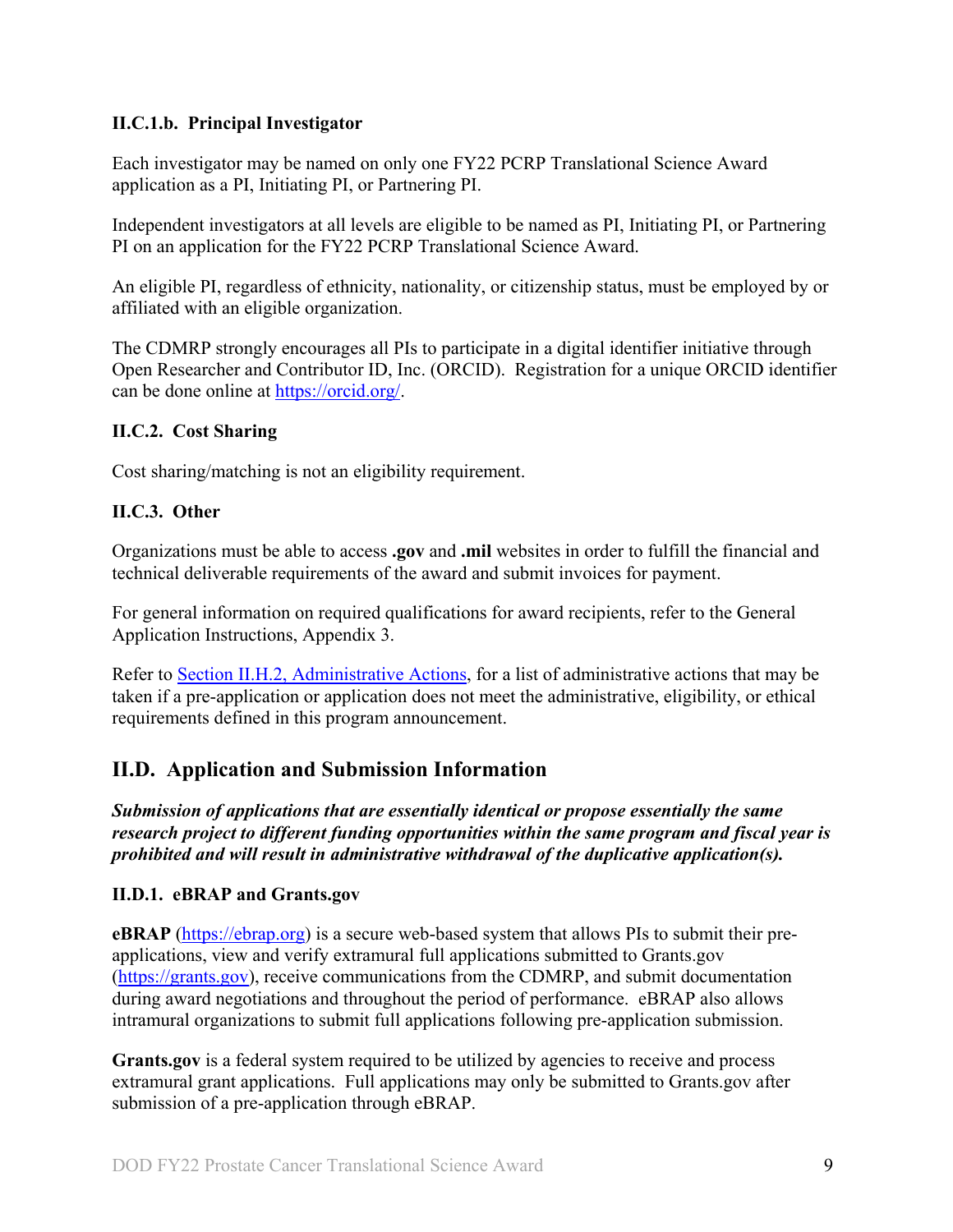#### II.C.1.b. Principal Investigator

Each investigator may be named on only one FY22 PCRP Translational Science Award application as a PI, Initiating PI, or Partnering PI.

Independent investigators at all levels are eligible to be named as PI, Initiating PI, or Partnering PI on an application for the FY22 PCRP Translational Science Award.

An eligible PI, regardless of ethnicity, nationality, or citizenship status, must be employed by or affiliated with an eligible organization.

The CDMRP strongly encourages all PIs to participate in a digital identifier initiative through Open Researcher and Contributor ID, Inc. (ORCID). Registration for a unique ORCID identifier can be done online at [https://orcid.org/](https://orcid.org/).

### II.C.2. Cost Sharing

Cost sharing/matching is not an eligibility requirement.

### II.C.3. Other

Organizations must be able to access **.gov** and **.mil** websites in order to fulfill the financial and technical deliverable requirements of the award and submit invoices for payment.

For general information on required qualifications for award recipients, refer to the General Application Instructions, Appendix 3.

Refer to [Section II.H.2, Administrative Actions](#), for a list of administrative actions that may be taken if a pre-application or application does not meet the administrative, eligibility, or ethical requirements defined in this program announcement.

## II.D. Application and Submission Information

***Submission of applications that are essentially identical or propose essentially the same research project to different funding opportunities within the same program and fiscal year is prohibited and will result in administrative withdrawal of the duplicative application(s).***

### II.D.1. eBRAP and Grants.gov

**eBRAP** ([https://ebrap.org](https://ebrap.org)) is a secure web-based system that allows PIs to submit their pre-applications, view and verify extramural full applications submitted to Grants.gov ([https://grants.gov](https://grants.gov)), receive communications from the CDMRP, and submit documentation during award negotiations and throughout the period of performance. eBRAP also allows intramural organizations to submit full applications following pre-application submission.

**Grants.gov** is a federal system required to be utilized by agencies to receive and process extramural grant applications. Full applications may only be submitted to Grants.gov after submission of a pre-application through eBRAP.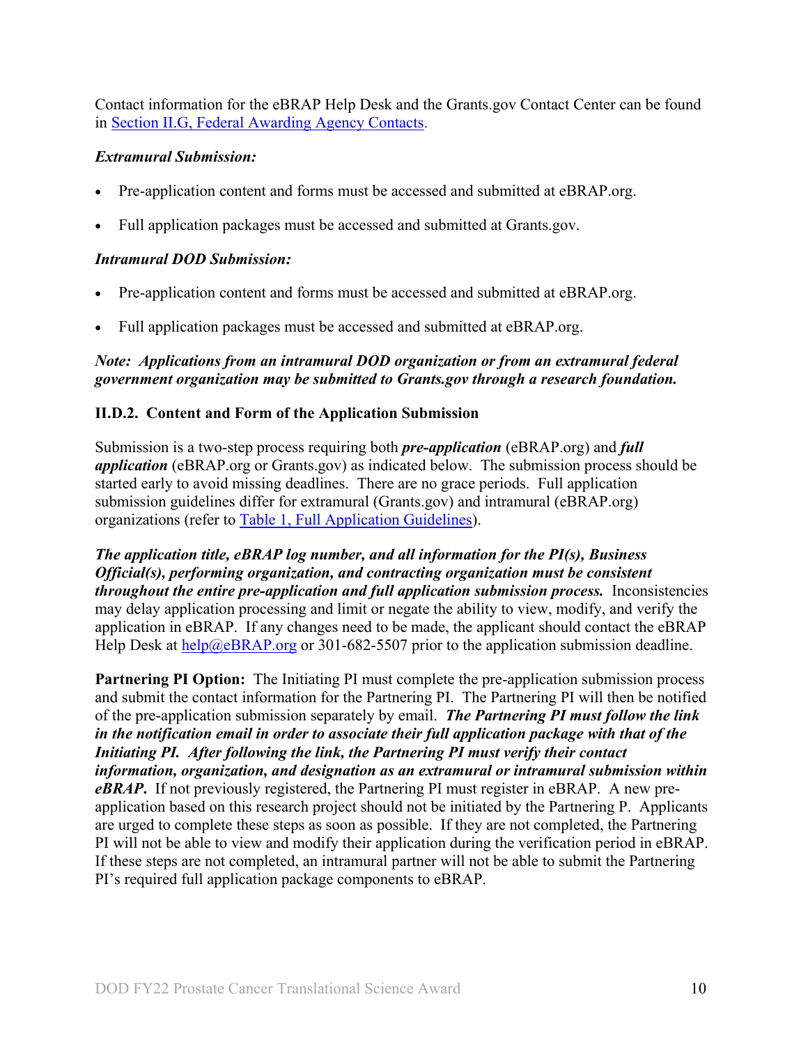Contact information for the eBRAP Help Desk and the Grants.gov Contact Center can be found in [Section II.G, Federal Awarding Agency Contacts](#).

***Extramural Submission:***

- Pre-application content and forms must be accessed and submitted at eBRAP.org.
- Full application packages must be accessed and submitted at Grants.gov.

***Intramural DOD Submission:***

- Pre-application content and forms must be accessed and submitted at eBRAP.org.
- Full application packages must be accessed and submitted at eBRAP.org.

***Note: Applications from an intramural DOD organization or from an extramural federal government organization may be submitted to Grants.gov through a research foundation.***

### II.D.2. Content and Form of the Application Submission

Submission is a two-step process requiring both ***pre-application*** (eBRAP.org) and ***full application*** (eBRAP.org or Grants.gov) as indicated below. The submission process should be started early to avoid missing deadlines. There are no grace periods. Full application submission guidelines differ for extramural (Grants.gov) and intramural (eBRAP.org) organizations (refer to [Table 1, Full Application Guidelines](#)).

***The application title, eBRAP log number, and all information for the PI(s), Business Official(s), performing organization, and contracting organization must be consistent throughout the entire pre-application and full application submission process.*** Inconsistencies may delay application processing and limit or negate the ability to view, modify, and verify the application in eBRAP. If any changes need to be made, the applicant should contact the eBRAP Help Desk at [help@eBRAP.org](mailto:help@eBRAP.org) or 301-682-5507 prior to the application submission deadline.

**Partnering PI Option:** The Initiating PI must complete the pre-application submission process and submit the contact information for the Partnering PI. The Partnering PI will then be notified of the pre-application submission separately by email. ***The Partnering PI must follow the link in the notification email in order to associate their full application package with that of the Initiating PI. After following the link, the Partnering PI must verify their contact information, organization, and designation as an extramural or intramural submission within eBRAP.*** If not previously registered, the Partnering PI must register in eBRAP. A new pre-application based on this research project should not be initiated by the Partnering P. Applicants are urged to complete these steps as soon as possible. If they are not completed, the Partnering PI will not be able to view and modify their application during the verification period in eBRAP. If these steps are not completed, an intramural partner will not be able to submit the Partnering PI's required full application package components to eBRAP.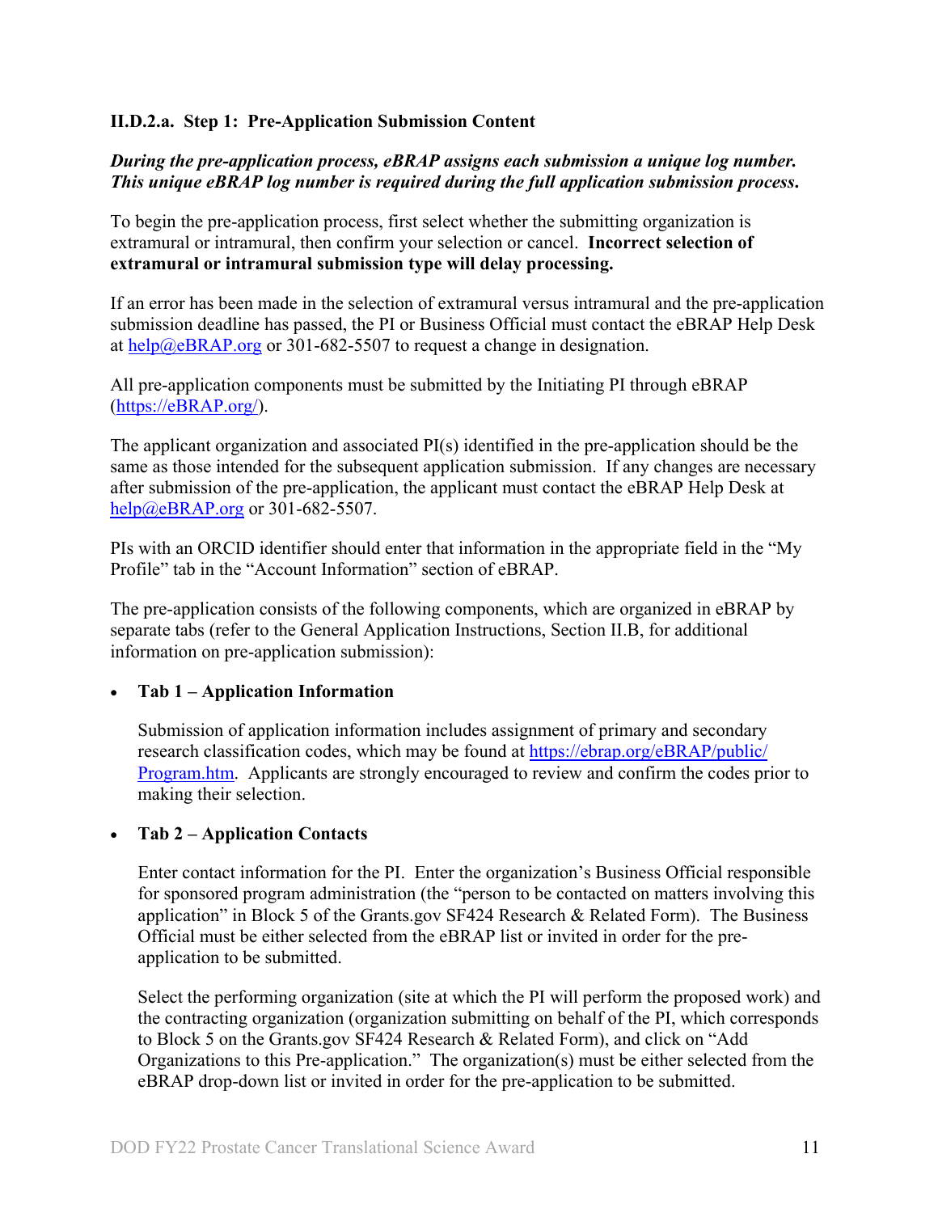### II.D.2.a. Step 1: Pre-Application Submission Content

***During the pre-application process, eBRAP assigns each submission a unique log number. This unique eBRAP log number is required during the full application submission process.***

To begin the pre-application process, first select whether the submitting organization is extramural or intramural, then confirm your selection or cancel. **Incorrect selection of extramural or intramural submission type will delay processing.**

If an error has been made in the selection of extramural versus intramural and the pre-application submission deadline has passed, the PI or Business Official must contact the eBRAP Help Desk at help@eBRAP.org or 301-682-5507 to request a change in designation.

All pre-application components must be submitted by the Initiating PI through eBRAP (https://eBRAP.org/).

The applicant organization and associated PI(s) identified in the pre-application should be the same as those intended for the subsequent application submission. If any changes are necessary after submission of the pre-application, the applicant must contact the eBRAP Help Desk at help@eBRAP.org or 301-682-5507.

PIs with an ORCID identifier should enter that information in the appropriate field in the "My Profile" tab in the "Account Information" section of eBRAP.

The pre-application consists of the following components, which are organized in eBRAP by separate tabs (refer to the General Application Instructions, Section II.B, for additional information on pre-application submission):

- **Tab 1 – Application Information**

  Submission of application information includes assignment of primary and secondary research classification codes, which may be found at https://ebrap.org/eBRAP/public/Program.htm. Applicants are strongly encouraged to review and confirm the codes prior to making their selection.

- **Tab 2 – Application Contacts**

  Enter contact information for the PI. Enter the organization's Business Official responsible for sponsored program administration (the "person to be contacted on matters involving this application" in Block 5 of the Grants.gov SF424 Research & Related Form). The Business Official must be either selected from the eBRAP list or invited in order for the pre-application to be submitted.

  Select the performing organization (site at which the PI will perform the proposed work) and the contracting organization (organization submitting on behalf of the PI, which corresponds to Block 5 on the Grants.gov SF424 Research & Related Form), and click on "Add Organizations to this Pre-application." The organization(s) must be either selected from the eBRAP drop-down list or invited in order for the pre-application to be submitted.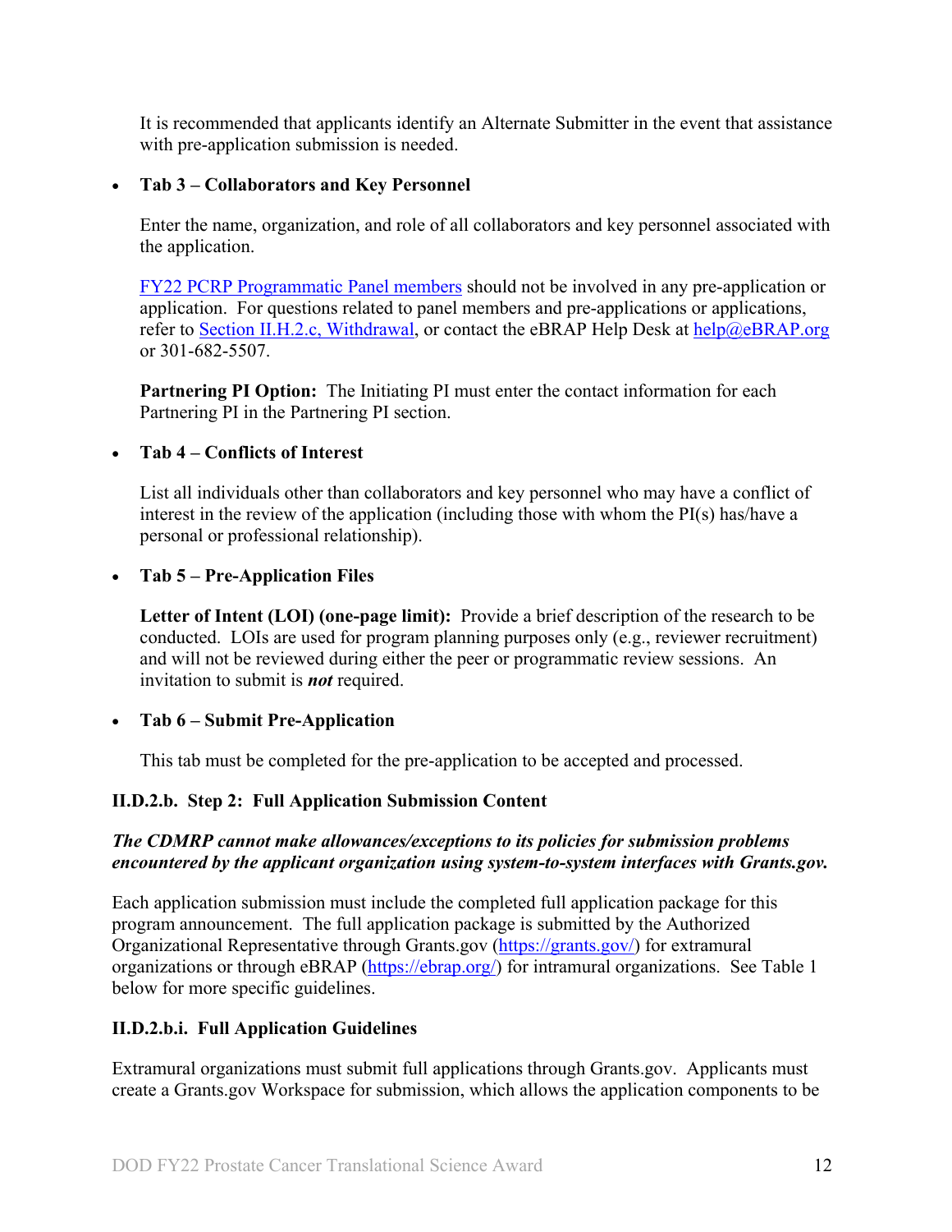It is recommended that applicants identify an Alternate Submitter in the event that assistance with pre-application submission is needed.

- **Tab 3 – Collaborators and Key Personnel**

  Enter the name, organization, and role of all collaborators and key personnel associated with the application.

  FY22 PCRP Programmatic Panel members should not be involved in any pre-application or application. For questions related to panel members and pre-applications or applications, refer to Section II.H.2.c, Withdrawal, or contact the eBRAP Help Desk at help@eBRAP.org or 301-682-5507.

  **Partnering PI Option:** The Initiating PI must enter the contact information for each Partnering PI in the Partnering PI section.

- **Tab 4 – Conflicts of Interest**

  List all individuals other than collaborators and key personnel who may have a conflict of interest in the review of the application (including those with whom the PI(s) has/have a personal or professional relationship).

- **Tab 5 – Pre-Application Files**

  **Letter of Intent (LOI) (one-page limit):** Provide a brief description of the research to be conducted. LOIs are used for program planning purposes only (e.g., reviewer recruitment) and will not be reviewed during either the peer or programmatic review sessions. An invitation to submit is ***not*** required.

- **Tab 6 – Submit Pre-Application**

  This tab must be completed for the pre-application to be accepted and processed.

### II.D.2.b. Step 2: Full Application Submission Content

***The CDMRP cannot make allowances/exceptions to its policies for submission problems encountered by the applicant organization using system-to-system interfaces with Grants.gov.***

Each application submission must include the completed full application package for this program announcement. The full application package is submitted by the Authorized Organizational Representative through Grants.gov (https://grants.gov/) for extramural organizations or through eBRAP (https://ebrap.org/) for intramural organizations. See Table 1 below for more specific guidelines.

### II.D.2.b.i. Full Application Guidelines

Extramural organizations must submit full applications through Grants.gov. Applicants must create a Grants.gov Workspace for submission, which allows the application components to be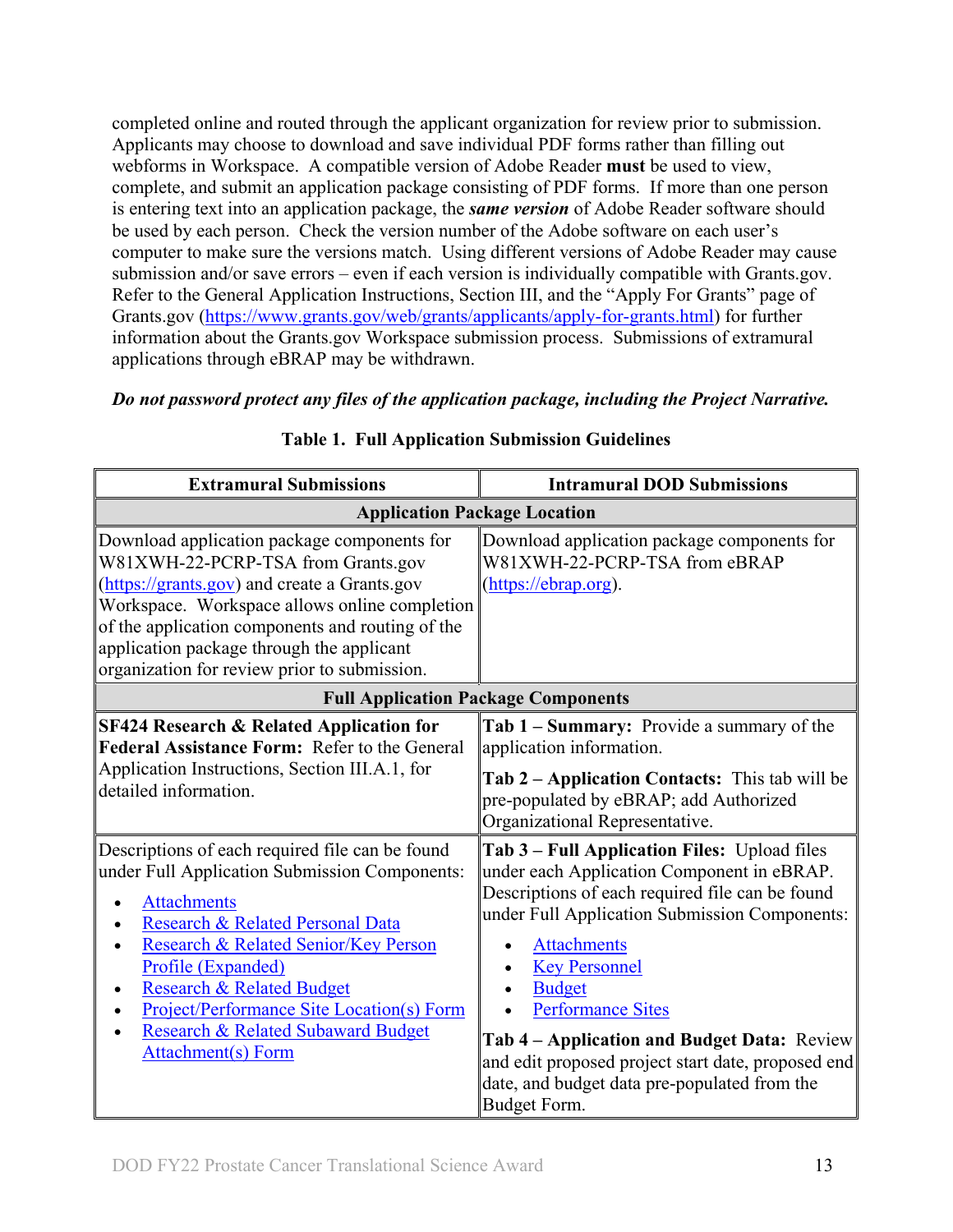completed online and routed through the applicant organization for review prior to submission. Applicants may choose to download and save individual PDF forms rather than filling out webforms in Workspace. A compatible version of Adobe Reader **must** be used to view, complete, and submit an application package consisting of PDF forms. If more than one person is entering text into an application package, the ***same version*** of Adobe Reader software should be used by each person. Check the version number of the Adobe software on each user's computer to make sure the versions match. Using different versions of Adobe Reader may cause submission and/or save errors – even if each version is individually compatible with Grants.gov. Refer to the General Application Instructions, Section III, and the "Apply For Grants" page of Grants.gov (https://www.grants.gov/web/grants/applicants/apply-for-grants.html) for further information about the Grants.gov Workspace submission process. Submissions of extramural applications through eBRAP may be withdrawn.

***Do not password protect any files of the application package, including the Project Narrative.***

**Table 1. Full Application Submission Guidelines**

| Extramural Submissions | Intramural DOD Submissions |
|---|---|
| **Application Package Location** | |
| Download application package components for W81XWH-22-PCRP-TSA from Grants.gov (https://grants.gov) and create a Grants.gov Workspace. Workspace allows online completion of the application components and routing of the application package through the applicant organization for review prior to submission. | Download application package components for W81XWH-22-PCRP-TSA from eBRAP (https://ebrap.org). |
| **Full Application Package Components** | |
| **SF424 Research & Related Application for Federal Assistance Form:** Refer to the General Application Instructions, Section III.A.1, for detailed information. | **Tab 1 – Summary:** Provide a summary of the application information.<br><br>**Tab 2 – Application Contacts:** This tab will be pre-populated by eBRAP; add Authorized Organizational Representative. |
| Descriptions of each required file can be found under Full Application Submission Components:<br>• Attachments<br>• Research & Related Personal Data<br>• Research & Related Senior/Key Person Profile (Expanded)<br>• Research & Related Budget<br>• Project/Performance Site Location(s) Form<br>• Research & Related Subaward Budget Attachment(s) Form | **Tab 3 – Full Application Files:** Upload files under each Application Component in eBRAP. Descriptions of each required file can be found under Full Application Submission Components:<br>• Attachments<br>• Key Personnel<br>• Budget<br>• Performance Sites<br><br>**Tab 4 – Application and Budget Data:** Review and edit proposed project start date, proposed end date, and budget data pre-populated from the Budget Form. |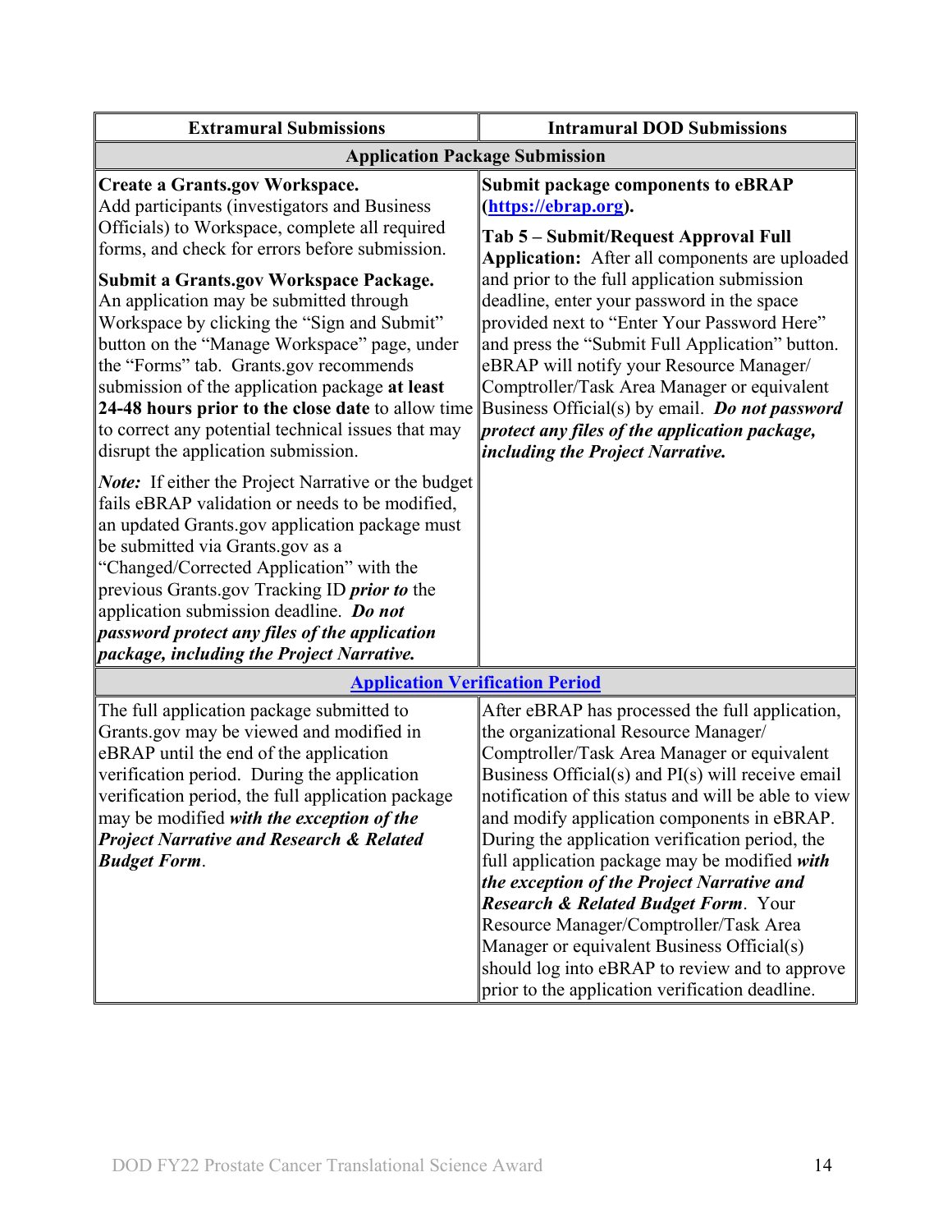| Extramural Submissions | Intramural DOD Submissions |
|---|---|
| **Application Package Submission** | |
| **Create a Grants.gov Workspace.** Add participants (investigators and Business Officials) to Workspace, complete all required forms, and check for errors before submission.<br><br>**Submit a Grants.gov Workspace Package.** An application may be submitted through Workspace by clicking the "Sign and Submit" button on the "Manage Workspace" page, under the "Forms" tab. Grants.gov recommends submission of the application package **at least 24-48 hours prior to the close date** to allow time to correct any potential technical issues that may disrupt the application submission.<br><br>***Note:*** If either the Project Narrative or the budget fails eBRAP validation or needs to be modified, an updated Grants.gov application package must be submitted via Grants.gov as a "Changed/Corrected Application" with the previous Grants.gov Tracking ID ***prior to*** the application submission deadline. ***Do not password protect any files of the application package, including the Project Narrative.*** | **Submit package components to eBRAP ([https://ebrap.org](https://ebrap.org)).**<br><br>**Tab 5 – Submit/Request Approval Full Application:** After all components are uploaded and prior to the full application submission deadline, enter your password in the space provided next to "Enter Your Password Here" and press the "Submit Full Application" button. eBRAP will notify your Resource Manager/ Comptroller/Task Area Manager or equivalent Business Official(s) by email. ***Do not password protect any files of the application package, including the Project Narrative.*** |
| **[Application Verification Period]()** | |
| The full application package submitted to Grants.gov may be viewed and modified in eBRAP until the end of the application verification period. During the application verification period, the full application package may be modified ***with the exception of the Project Narrative and Research & Related Budget Form***. | After eBRAP has processed the full application, the organizational Resource Manager/ Comptroller/Task Area Manager or equivalent Business Official(s) and PI(s) will receive email notification of this status and will be able to view and modify application components in eBRAP. During the application verification period, the full application package may be modified ***with the exception of the Project Narrative and Research & Related Budget Form***. Your Resource Manager/Comptroller/Task Area Manager or equivalent Business Official(s) should log into eBRAP to review and to approve prior to the application verification deadline. |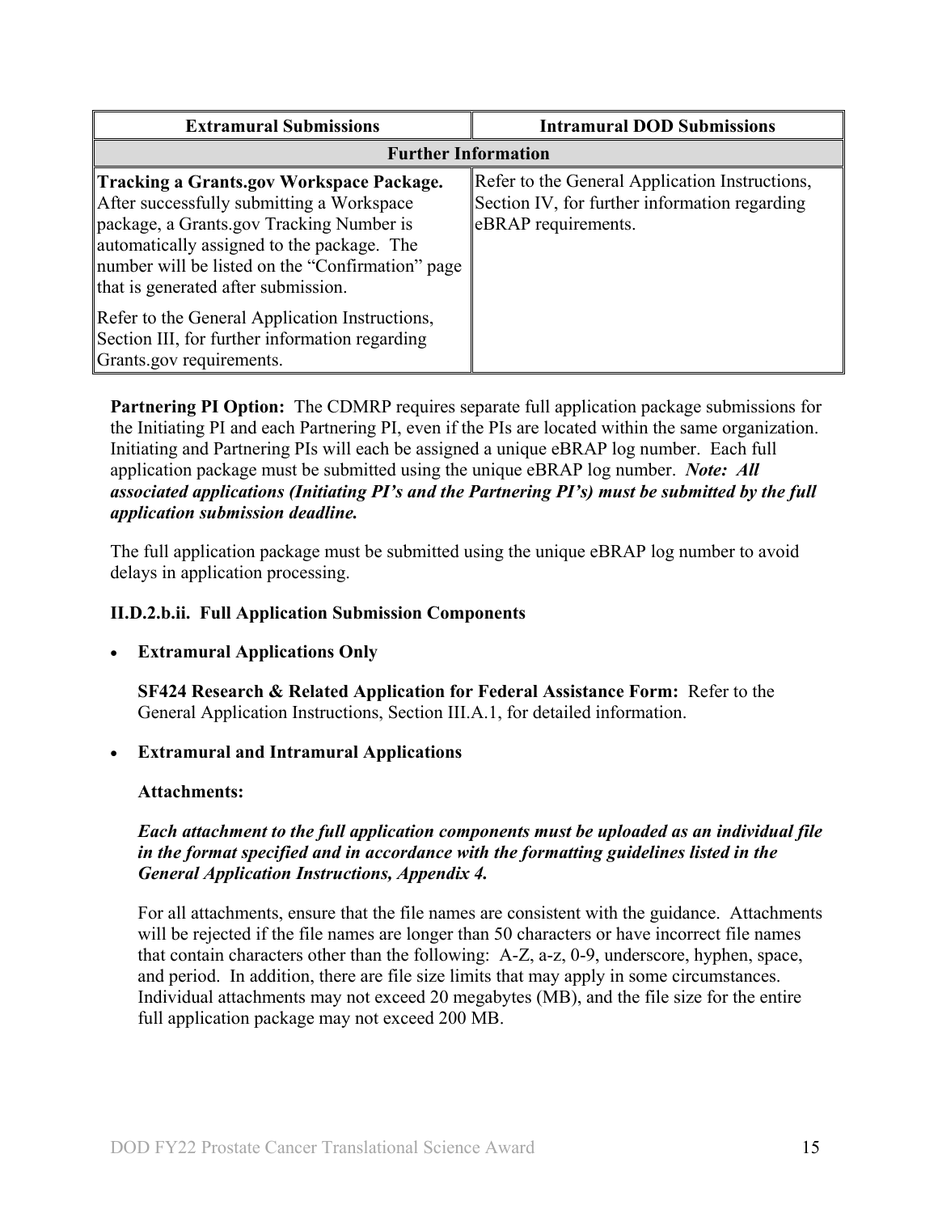| Extramural Submissions | Intramural DOD Submissions |
|---|---|
| **Further Information** | |
| **Tracking a Grants.gov Workspace Package.** After successfully submitting a Workspace package, a Grants.gov Tracking Number is automatically assigned to the package. The number will be listed on the "Confirmation" page that is generated after submission.<br><br>Refer to the General Application Instructions, Section III, for further information regarding Grants.gov requirements. | Refer to the General Application Instructions, Section IV, for further information regarding eBRAP requirements. |

**Partnering PI Option:** The CDMRP requires separate full application package submissions for the Initiating PI and each Partnering PI, even if the PIs are located within the same organization. Initiating and Partnering PIs will each be assigned a unique eBRAP log number. Each full application package must be submitted using the unique eBRAP log number. ***Note: All associated applications (Initiating PI's and the Partnering PI's) must be submitted by the full application submission deadline.***

The full application package must be submitted using the unique eBRAP log number to avoid delays in application processing.

#### II.D.2.b.ii. Full Application Submission Components

- **Extramural Applications Only**

  **SF424 Research & Related Application for Federal Assistance Form:** Refer to the General Application Instructions, Section III.A.1, for detailed information.

- **Extramural and Intramural Applications**

  **Attachments:**

  ***Each attachment to the full application components must be uploaded as an individual file in the format specified and in accordance with the formatting guidelines listed in the General Application Instructions, Appendix 4.***

  For all attachments, ensure that the file names are consistent with the guidance. Attachments will be rejected if the file names are longer than 50 characters or have incorrect file names that contain characters other than the following: A-Z, a-z, 0-9, underscore, hyphen, space, and period. In addition, there are file size limits that may apply in some circumstances. Individual attachments may not exceed 20 megabytes (MB), and the file size for the entire full application package may not exceed 200 MB.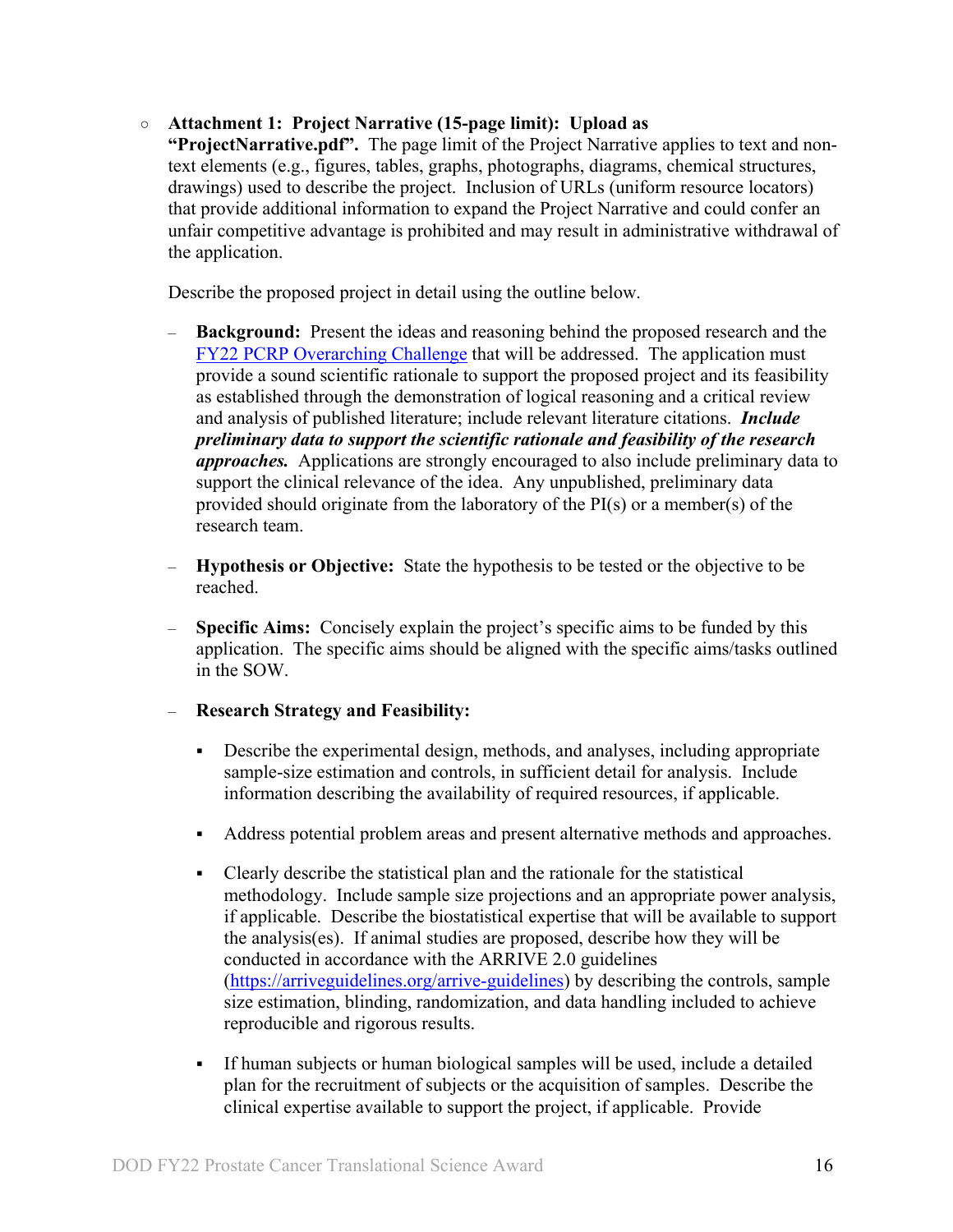- **Attachment 1: Project Narrative (15-page limit): Upload as "ProjectNarrative.pdf".** The page limit of the Project Narrative applies to text and non-text elements (e.g., figures, tables, graphs, photographs, diagrams, chemical structures, drawings) used to describe the project. Inclusion of URLs (uniform resource locators) that provide additional information to expand the Project Narrative and could confer an unfair competitive advantage is prohibited and may result in administrative withdrawal of the application.

  Describe the proposed project in detail using the outline below.

  - **Background:** Present the ideas and reasoning behind the proposed research and the [FY22 PCRP Overarching Challenge](#) that will be addressed. The application must provide a sound scientific rationale to support the proposed project and its feasibility as established through the demonstration of logical reasoning and a critical review and analysis of published literature; include relevant literature citations. ***Include preliminary data to support the scientific rationale and feasibility of the research approaches.*** Applications are strongly encouraged to also include preliminary data to support the clinical relevance of the idea. Any unpublished, preliminary data provided should originate from the laboratory of the PI(s) or a member(s) of the research team.

  - **Hypothesis or Objective:** State the hypothesis to be tested or the objective to be reached.

  - **Specific Aims:** Concisely explain the project's specific aims to be funded by this application. The specific aims should be aligned with the specific aims/tasks outlined in the SOW.

  - **Research Strategy and Feasibility:**

    - Describe the experimental design, methods, and analyses, including appropriate sample-size estimation and controls, in sufficient detail for analysis. Include information describing the availability of required resources, if applicable.

    - Address potential problem areas and present alternative methods and approaches.

    - Clearly describe the statistical plan and the rationale for the statistical methodology. Include sample size projections and an appropriate power analysis, if applicable. Describe the biostatistical expertise that will be available to support the analysis(es). If animal studies are proposed, describe how they will be conducted in accordance with the ARRIVE 2.0 guidelines ([https://arriveguidelines.org/arrive-guidelines](https://arriveguidelines.org/arrive-guidelines)) by describing the controls, sample size estimation, blinding, randomization, and data handling included to achieve reproducible and rigorous results.

    - If human subjects or human biological samples will be used, include a detailed plan for the recruitment of subjects or the acquisition of samples. Describe the clinical expertise available to support the project, if applicable. Provide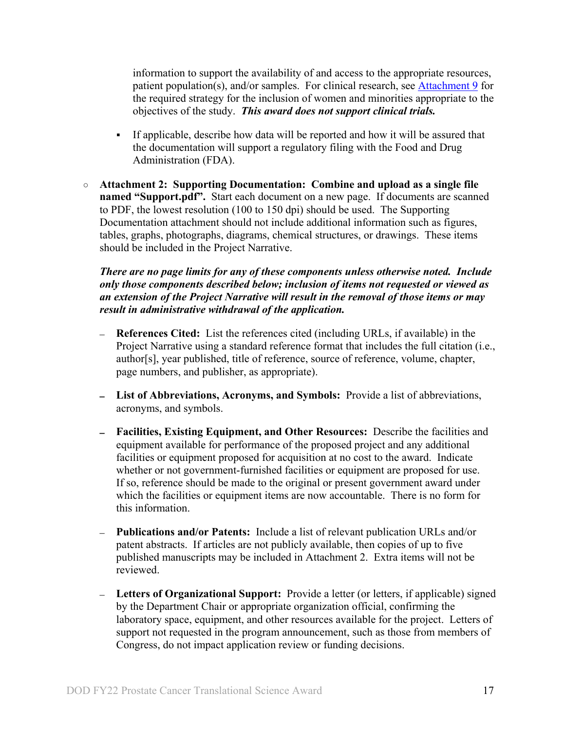information to support the availability of and access to the appropriate resources, patient population(s), and/or samples. For clinical research, see [Attachment 9](#) for the required strategy for the inclusion of women and minorities appropriate to the objectives of the study. ***This award does not support clinical trials.***

- If applicable, describe how data will be reported and how it will be assured that the documentation will support a regulatory filing with the Food and Drug Administration (FDA).

- **Attachment 2: Supporting Documentation: Combine and upload as a single file named "Support.pdf".** Start each document on a new page. If documents are scanned to PDF, the lowest resolution (100 to 150 dpi) should be used. The Supporting Documentation attachment should not include additional information such as figures, tables, graphs, photographs, diagrams, chemical structures, or drawings. These items should be included in the Project Narrative.

  ***There are no page limits for any of these components unless otherwise noted. Include only those components described below; inclusion of items not requested or viewed as an extension of the Project Narrative will result in the removal of those items or may result in administrative withdrawal of the application.***

  - **References Cited:** List the references cited (including URLs, if available) in the Project Narrative using a standard reference format that includes the full citation (i.e., author[s], year published, title of reference, source of reference, volume, chapter, page numbers, and publisher, as appropriate).

  - **List of Abbreviations, Acronyms, and Symbols:** Provide a list of abbreviations, acronyms, and symbols.

  - **Facilities, Existing Equipment, and Other Resources:** Describe the facilities and equipment available for performance of the proposed project and any additional facilities or equipment proposed for acquisition at no cost to the award. Indicate whether or not government-furnished facilities or equipment are proposed for use. If so, reference should be made to the original or present government award under which the facilities or equipment items are now accountable. There is no form for this information.

  - **Publications and/or Patents:** Include a list of relevant publication URLs and/or patent abstracts. If articles are not publicly available, then copies of up to five published manuscripts may be included in Attachment 2. Extra items will not be reviewed.

  - **Letters of Organizational Support:** Provide a letter (or letters, if applicable) signed by the Department Chair or appropriate organization official, confirming the laboratory space, equipment, and other resources available for the project. Letters of support not requested in the program announcement, such as those from members of Congress, do not impact application review or funding decisions.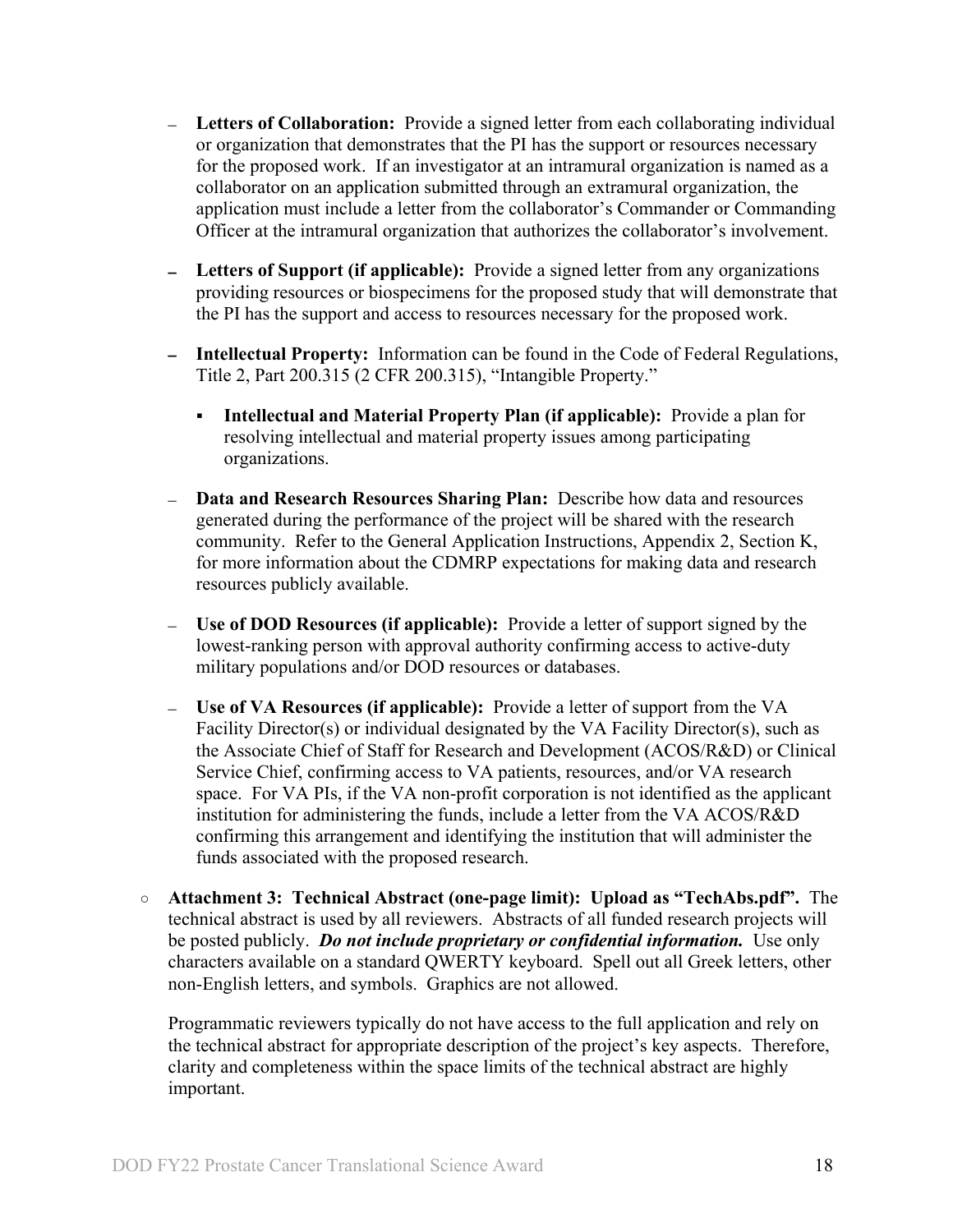- **Letters of Collaboration:** Provide a signed letter from each collaborating individual or organization that demonstrates that the PI has the support or resources necessary for the proposed work. If an investigator at an intramural organization is named as a collaborator on an application submitted through an extramural organization, the application must include a letter from the collaborator's Commander or Commanding Officer at the intramural organization that authorizes the collaborator's involvement.

- **Letters of Support (if applicable):** Provide a signed letter from any organizations providing resources or biospecimens for the proposed study that will demonstrate that the PI has the support and access to resources necessary for the proposed work.

- **Intellectual Property:** Information can be found in the Code of Federal Regulations, Title 2, Part 200.315 (2 CFR 200.315), "Intangible Property."

  - **Intellectual and Material Property Plan (if applicable):** Provide a plan for resolving intellectual and material property issues among participating organizations.

- **Data and Research Resources Sharing Plan:** Describe how data and resources generated during the performance of the project will be shared with the research community. Refer to the General Application Instructions, Appendix 2, Section K, for more information about the CDMRP expectations for making data and research resources publicly available.

- **Use of DOD Resources (if applicable):** Provide a letter of support signed by the lowest-ranking person with approval authority confirming access to active-duty military populations and/or DOD resources or databases.

- **Use of VA Resources (if applicable):** Provide a letter of support from the VA Facility Director(s) or individual designated by the VA Facility Director(s), such as the Associate Chief of Staff for Research and Development (ACOS/R&D) or Clinical Service Chief, confirming access to VA patients, resources, and/or VA research space. For VA PIs, if the VA non-profit corporation is not identified as the applicant institution for administering the funds, include a letter from the VA ACOS/R&D confirming this arrangement and identifying the institution that will administer the funds associated with the proposed research.

- **Attachment 3: Technical Abstract (one-page limit): Upload as "TechAbs.pdf".** The technical abstract is used by all reviewers. Abstracts of all funded research projects will be posted publicly. ***Do not include proprietary or confidential information.*** Use only characters available on a standard QWERTY keyboard. Spell out all Greek letters, other non-English letters, and symbols. Graphics are not allowed.

  Programmatic reviewers typically do not have access to the full application and rely on the technical abstract for appropriate description of the project's key aspects. Therefore, clarity and completeness within the space limits of the technical abstract are highly important.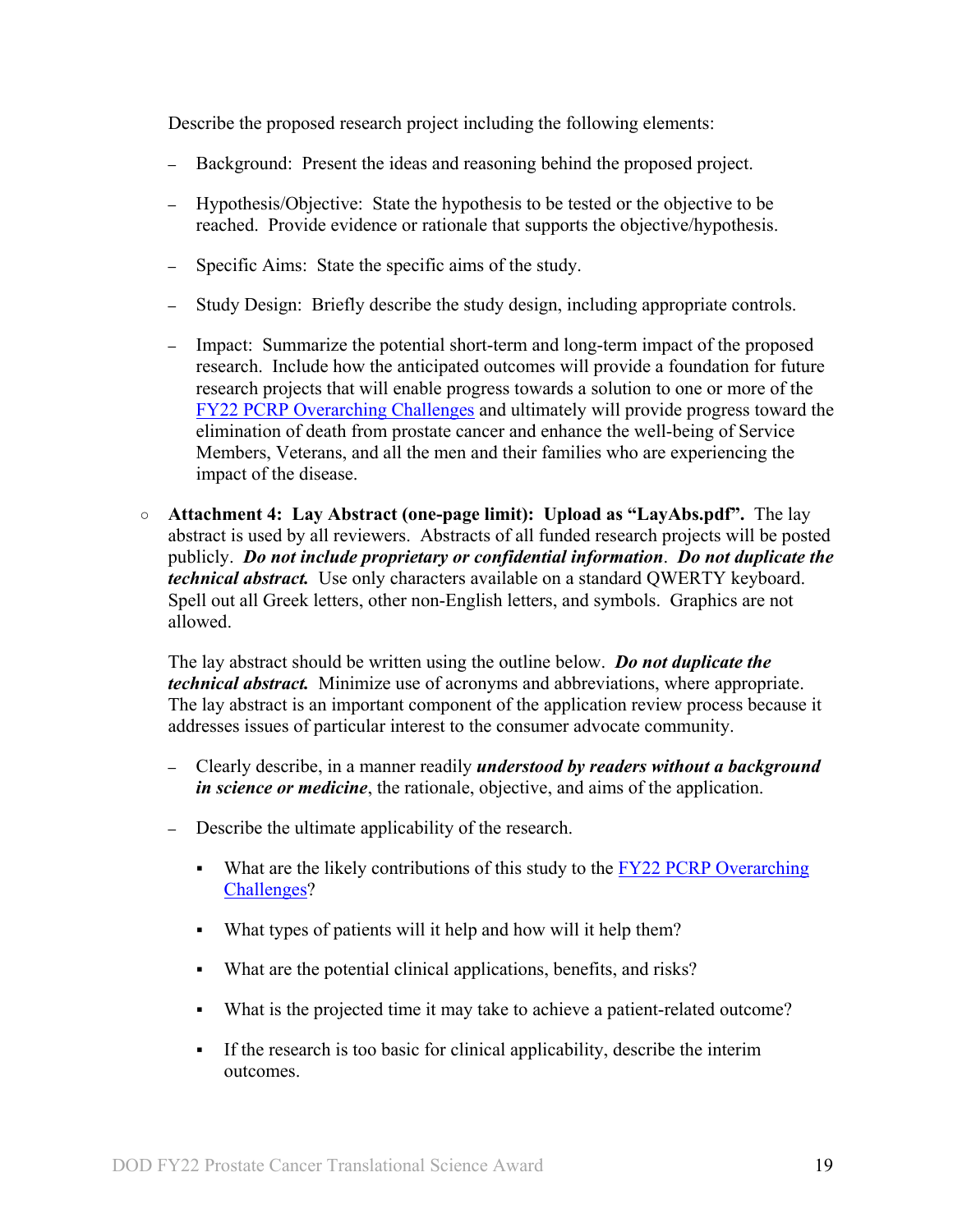Describe the proposed research project including the following elements:

- Background: Present the ideas and reasoning behind the proposed project.
- Hypothesis/Objective: State the hypothesis to be tested or the objective to be reached. Provide evidence or rationale that supports the objective/hypothesis.
- Specific Aims: State the specific aims of the study.
- Study Design: Briefly describe the study design, including appropriate controls.
- Impact: Summarize the potential short-term and long-term impact of the proposed research. Include how the anticipated outcomes will provide a foundation for future research projects that will enable progress towards a solution to one or more of the [FY22 PCRP Overarching Challenges](#) and ultimately will provide progress toward the elimination of death from prostate cancer and enhance the well-being of Service Members, Veterans, and all the men and their families who are experiencing the impact of the disease.

- **Attachment 4: Lay Abstract (one-page limit): Upload as "LayAbs.pdf".** The lay abstract is used by all reviewers. Abstracts of all funded research projects will be posted publicly. ***Do not include proprietary or confidential information***. ***Do not duplicate the technical abstract.*** Use only characters available on a standard QWERTY keyboard. Spell out all Greek letters, other non-English letters, and symbols. Graphics are not allowed.

  The lay abstract should be written using the outline below. ***Do not duplicate the technical abstract.*** Minimize use of acronyms and abbreviations, where appropriate. The lay abstract is an important component of the application review process because it addresses issues of particular interest to the consumer advocate community.

  - Clearly describe, in a manner readily ***understood by readers without a background in science or medicine***, the rationale, objective, and aims of the application.
  - Describe the ultimate applicability of the research.
    - What are the likely contributions of this study to the [FY22 PCRP Overarching Challenges](#)?
    - What types of patients will it help and how will it help them?
    - What are the potential clinical applications, benefits, and risks?
    - What is the projected time it may take to achieve a patient-related outcome?
    - If the research is too basic for clinical applicability, describe the interim outcomes.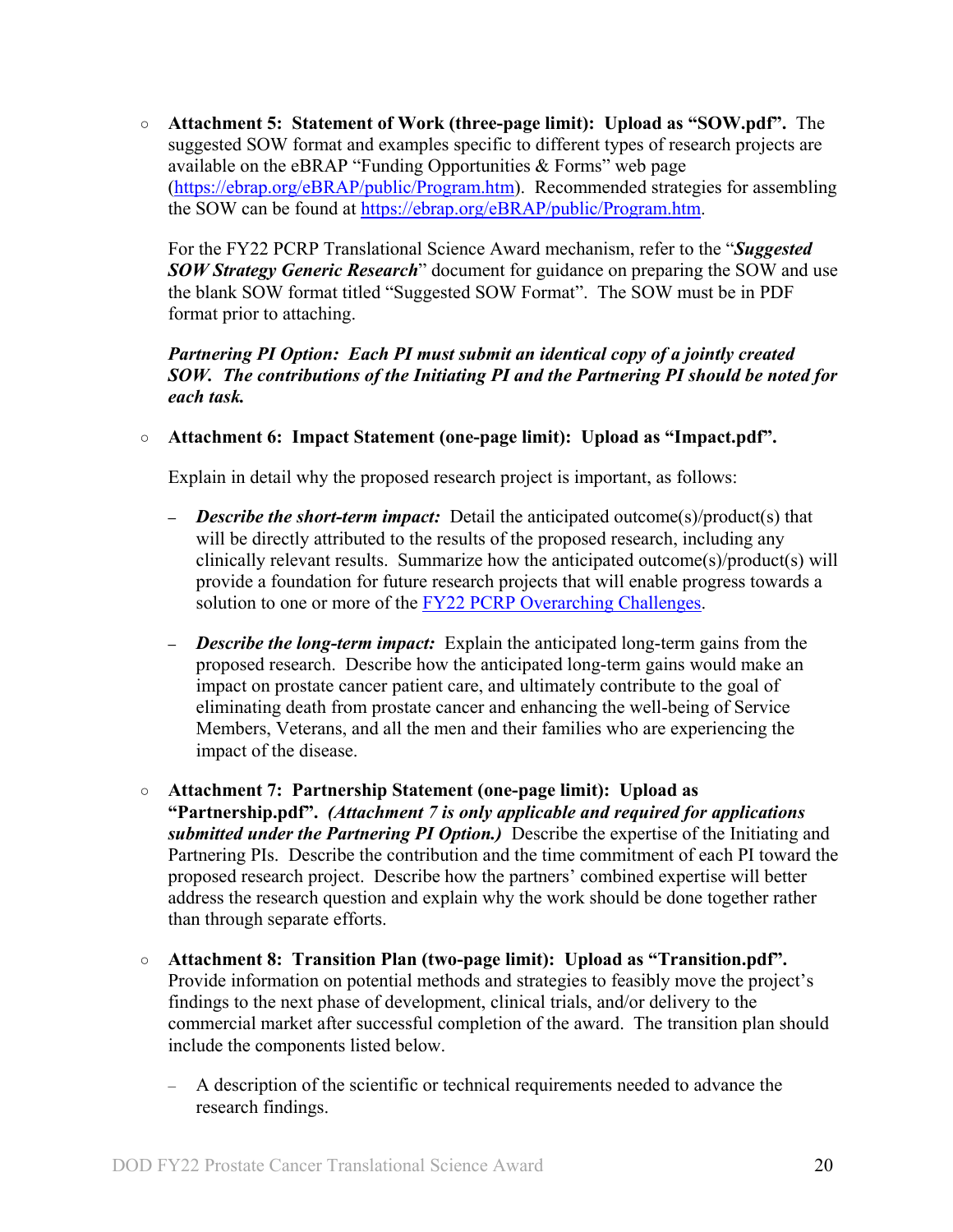- **Attachment 5: Statement of Work (three-page limit): Upload as "SOW.pdf".** The suggested SOW format and examples specific to different types of research projects are available on the eBRAP "Funding Opportunities & Forms" web page ([https://ebrap.org/eBRAP/public/Program.htm](https://ebrap.org/eBRAP/public/Program.htm)). Recommended strategies for assembling the SOW can be found at [https://ebrap.org/eBRAP/public/Program.htm](https://ebrap.org/eBRAP/public/Program.htm).

  For the FY22 PCRP Translational Science Award mechanism, refer to the "***Suggested SOW Strategy Generic Research***" document for guidance on preparing the SOW and use the blank SOW format titled "Suggested SOW Format". The SOW must be in PDF format prior to attaching.

  ***Partnering PI Option: Each PI must submit an identical copy of a jointly created SOW. The contributions of the Initiating PI and the Partnering PI should be noted for each task.***

- **Attachment 6: Impact Statement (one-page limit): Upload as "Impact.pdf".**

  Explain in detail why the proposed research project is important, as follows:

  - ***Describe the short-term impact:*** Detail the anticipated outcome(s)/product(s) that will be directly attributed to the results of the proposed research, including any clinically relevant results. Summarize how the anticipated outcome(s)/product(s) will provide a foundation for future research projects that will enable progress towards a solution to one or more of the [FY22 PCRP Overarching Challenges](#).

  - ***Describe the long-term impact:*** Explain the anticipated long-term gains from the proposed research. Describe how the anticipated long-term gains would make an impact on prostate cancer patient care, and ultimately contribute to the goal of eliminating death from prostate cancer and enhancing the well-being of Service Members, Veterans, and all the men and their families who are experiencing the impact of the disease.

- **Attachment 7: Partnership Statement (one-page limit): Upload as "Partnership.pdf".** ***(Attachment 7 is only applicable and required for applications submitted under the Partnering PI Option.)*** Describe the expertise of the Initiating and Partnering PIs. Describe the contribution and the time commitment of each PI toward the proposed research project. Describe how the partners' combined expertise will better address the research question and explain why the work should be done together rather than through separate efforts.

- **Attachment 8: Transition Plan (two-page limit): Upload as "Transition.pdf".** Provide information on potential methods and strategies to feasibly move the project's findings to the next phase of development, clinical trials, and/or delivery to the commercial market after successful completion of the award. The transition plan should include the components listed below.

  - A description of the scientific or technical requirements needed to advance the research findings.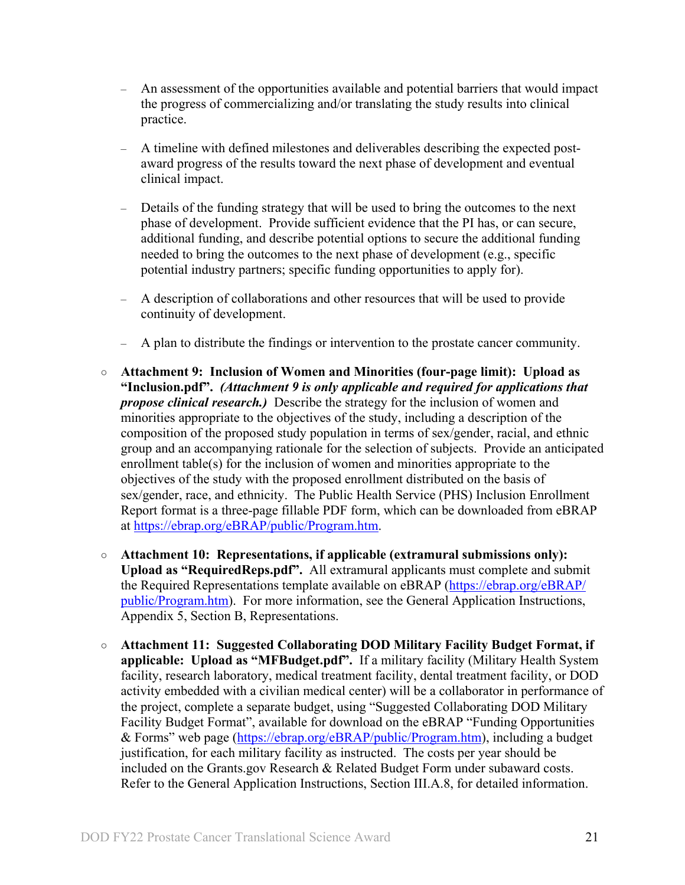- An assessment of the opportunities available and potential barriers that would impact the progress of commercializing and/or translating the study results into clinical practice.

  - A timeline with defined milestones and deliverables describing the expected post-award progress of the results toward the next phase of development and eventual clinical impact.

  - Details of the funding strategy that will be used to bring the outcomes to the next phase of development. Provide sufficient evidence that the PI has, or can secure, additional funding, and describe potential options to secure the additional funding needed to bring the outcomes to the next phase of development (e.g., specific potential industry partners; specific funding opportunities to apply for).

  - A description of collaborations and other resources that will be used to provide continuity of development.

  - A plan to distribute the findings or intervention to the prostate cancer community.

- **Attachment 9: Inclusion of Women and Minorities (four-page limit): Upload as "Inclusion.pdf".** ***(Attachment 9 is only applicable and required for applications that propose clinical research.)*** Describe the strategy for the inclusion of women and minorities appropriate to the objectives of the study, including a description of the composition of the proposed study population in terms of sex/gender, racial, and ethnic group and an accompanying rationale for the selection of subjects. Provide an anticipated enrollment table(s) for the inclusion of women and minorities appropriate to the objectives of the study with the proposed enrollment distributed on the basis of sex/gender, race, and ethnicity. The Public Health Service (PHS) Inclusion Enrollment Report format is a three-page fillable PDF form, which can be downloaded from eBRAP at https://ebrap.org/eBRAP/public/Program.htm.

- **Attachment 10: Representations, if applicable (extramural submissions only): Upload as "RequiredReps.pdf".** All extramural applicants must complete and submit the Required Representations template available on eBRAP (https://ebrap.org/eBRAP/public/Program.htm). For more information, see the General Application Instructions, Appendix 5, Section B, Representations.

- **Attachment 11: Suggested Collaborating DOD Military Facility Budget Format, if applicable: Upload as "MFBudget.pdf".** If a military facility (Military Health System facility, research laboratory, medical treatment facility, dental treatment facility, or DOD activity embedded with a civilian medical center) will be a collaborator in performance of the project, complete a separate budget, using "Suggested Collaborating DOD Military Facility Budget Format", available for download on the eBRAP "Funding Opportunities & Forms" web page (https://ebrap.org/eBRAP/public/Program.htm), including a budget justification, for each military facility as instructed. The costs per year should be included on the Grants.gov Research & Related Budget Form under subaward costs. Refer to the General Application Instructions, Section III.A.8, for detailed information.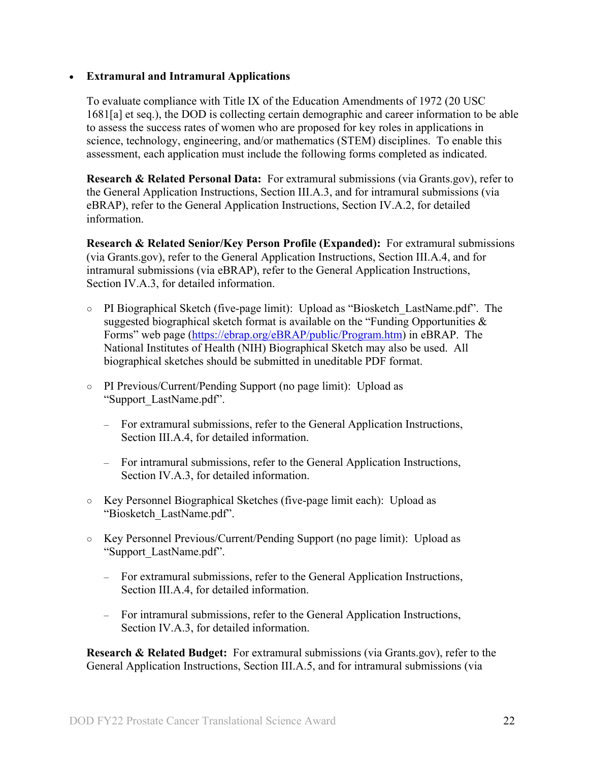- **Extramural and Intramural Applications**

  To evaluate compliance with Title IX of the Education Amendments of 1972 (20 USC 1681[a] et seq.), the DOD is collecting certain demographic and career information to be able to assess the success rates of women who are proposed for key roles in applications in science, technology, engineering, and/or mathematics (STEM) disciplines. To enable this assessment, each application must include the following forms completed as indicated.

  **Research & Related Personal Data:** For extramural submissions (via Grants.gov), refer to the General Application Instructions, Section III.A.3, and for intramural submissions (via eBRAP), refer to the General Application Instructions, Section IV.A.2, for detailed information.

  **Research & Related Senior/Key Person Profile (Expanded):** For extramural submissions (via Grants.gov), refer to the General Application Instructions, Section III.A.4, and for intramural submissions (via eBRAP), refer to the General Application Instructions, Section IV.A.3, for detailed information.

  - PI Biographical Sketch (five-page limit): Upload as "Biosketch_LastName.pdf". The suggested biographical sketch format is available on the "Funding Opportunities & Forms" web page (https://ebrap.org/eBRAP/public/Program.htm) in eBRAP. The National Institutes of Health (NIH) Biographical Sketch may also be used. All biographical sketches should be submitted in uneditable PDF format.

  - PI Previous/Current/Pending Support (no page limit): Upload as "Support_LastName.pdf".

    - For extramural submissions, refer to the General Application Instructions, Section III.A.4, for detailed information.

    - For intramural submissions, refer to the General Application Instructions, Section IV.A.3, for detailed information.

  - Key Personnel Biographical Sketches (five-page limit each): Upload as "Biosketch_LastName.pdf".

  - Key Personnel Previous/Current/Pending Support (no page limit): Upload as "Support_LastName.pdf".

    - For extramural submissions, refer to the General Application Instructions, Section III.A.4, for detailed information.

    - For intramural submissions, refer to the General Application Instructions, Section IV.A.3, for detailed information.

  **Research & Related Budget:** For extramural submissions (via Grants.gov), refer to the General Application Instructions, Section III.A.5, and for intramural submissions (via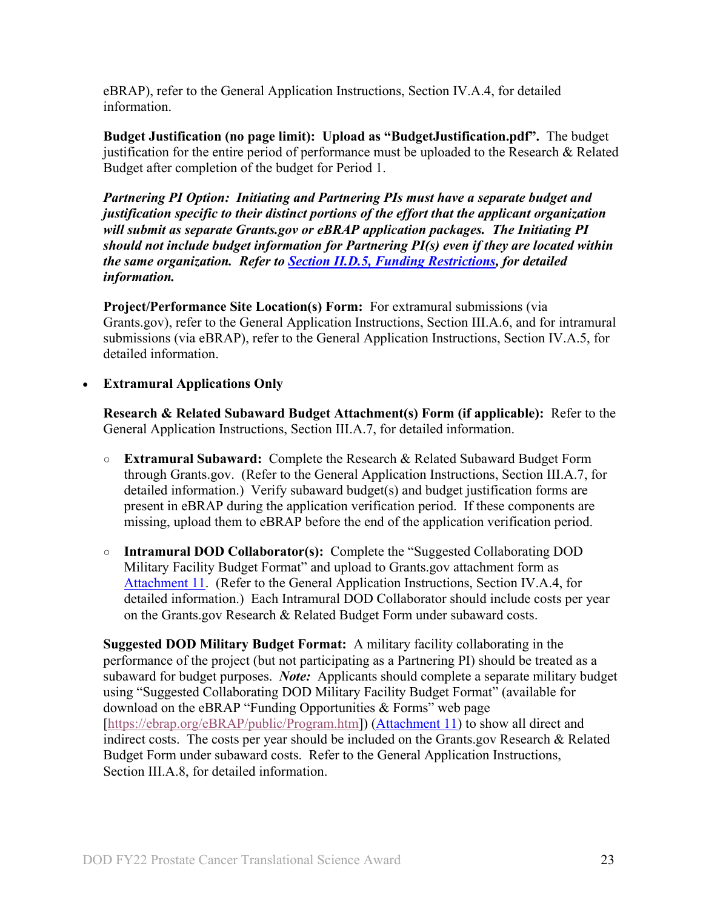eBRAP), refer to the General Application Instructions, Section IV.A.4, for detailed information.

**Budget Justification (no page limit): Upload as "BudgetJustification.pdf".** The budget justification for the entire period of performance must be uploaded to the Research & Related Budget after completion of the budget for Period 1.

***Partnering PI Option: Initiating and Partnering PIs must have a separate budget and justification specific to their distinct portions of the effort that the applicant organization will submit as separate Grants.gov or eBRAP application packages. The Initiating PI should not include budget information for Partnering PI(s) even if they are located within the same organization. Refer to Section II.D.5, Funding Restrictions, for detailed information.***

**Project/Performance Site Location(s) Form:** For extramural submissions (via Grants.gov), refer to the General Application Instructions, Section III.A.6, and for intramural submissions (via eBRAP), refer to the General Application Instructions, Section IV.A.5, for detailed information.

- **Extramural Applications Only**

  **Research & Related Subaward Budget Attachment(s) Form (if applicable):** Refer to the General Application Instructions, Section III.A.7, for detailed information.

  - **Extramural Subaward:** Complete the Research & Related Subaward Budget Form through Grants.gov. (Refer to the General Application Instructions, Section III.A.7, for detailed information.) Verify subaward budget(s) and budget justification forms are present in eBRAP during the application verification period. If these components are missing, upload them to eBRAP before the end of the application verification period.

  - **Intramural DOD Collaborator(s):** Complete the "Suggested Collaborating DOD Military Facility Budget Format" and upload to Grants.gov attachment form as Attachment 11. (Refer to the General Application Instructions, Section IV.A.4, for detailed information.) Each Intramural DOD Collaborator should include costs per year on the Grants.gov Research & Related Budget Form under subaward costs.

  **Suggested DOD Military Budget Format:** A military facility collaborating in the performance of the project (but not participating as a Partnering PI) should be treated as a subaward for budget purposes. ***Note:*** Applicants should complete a separate military budget using "Suggested Collaborating DOD Military Facility Budget Format" (available for download on the eBRAP "Funding Opportunities & Forms" web page [https://ebrap.org/eBRAP/public/Program.htm]) (Attachment 11) to show all direct and indirect costs. The costs per year should be included on the Grants.gov Research & Related Budget Form under subaward costs. Refer to the General Application Instructions, Section III.A.8, for detailed information.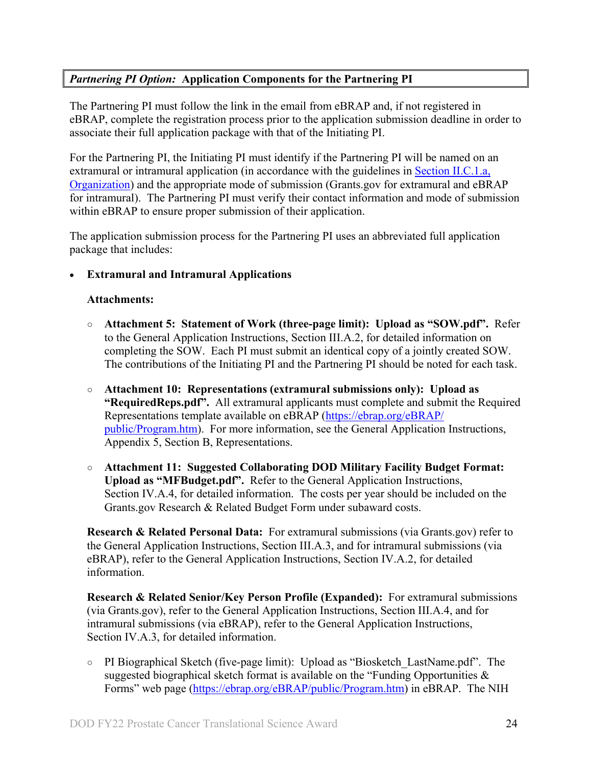**_Partnering PI Option:_ Application Components for the Partnering PI**

The Partnering PI must follow the link in the email from eBRAP and, if not registered in eBRAP, complete the registration process prior to the application submission deadline in order to associate their full application package with that of the Initiating PI.

For the Partnering PI, the Initiating PI must identify if the Partnering PI will be named on an extramural or intramural application (in accordance with the guidelines in [Section II.C.1.a, Organization]) and the appropriate mode of submission (Grants.gov for extramural and eBRAP for intramural). The Partnering PI must verify their contact information and mode of submission within eBRAP to ensure proper submission of their application.

The application submission process for the Partnering PI uses an abbreviated full application package that includes:

- **Extramural and Intramural Applications**

  **Attachments:**

  - **Attachment 5: Statement of Work (three-page limit): Upload as "SOW.pdf".** Refer to the General Application Instructions, Section III.A.2, for detailed information on completing the SOW. Each PI must submit an identical copy of a jointly created SOW. The contributions of the Initiating PI and the Partnering PI should be noted for each task.

  - **Attachment 10: Representations (extramural submissions only): Upload as "RequiredReps.pdf".** All extramural applicants must complete and submit the Required Representations template available on eBRAP (https://ebrap.org/eBRAP/public/Program.htm). For more information, see the General Application Instructions, Appendix 5, Section B, Representations.

  - **Attachment 11: Suggested Collaborating DOD Military Facility Budget Format: Upload as "MFBudget.pdf".** Refer to the General Application Instructions, Section IV.A.4, for detailed information. The costs per year should be included on the Grants.gov Research & Related Budget Form under subaward costs.

  **Research & Related Personal Data:** For extramural submissions (via Grants.gov) refer to the General Application Instructions, Section III.A.3, and for intramural submissions (via eBRAP), refer to the General Application Instructions, Section IV.A.2, for detailed information.

  **Research & Related Senior/Key Person Profile (Expanded):** For extramural submissions (via Grants.gov), refer to the General Application Instructions, Section III.A.4, and for intramural submissions (via eBRAP), refer to the General Application Instructions, Section IV.A.3, for detailed information.

  - PI Biographical Sketch (five-page limit): Upload as "Biosketch_LastName.pdf". The suggested biographical sketch format is available on the "Funding Opportunities & Forms" web page (https://ebrap.org/eBRAP/public/Program.htm) in eBRAP. The NIH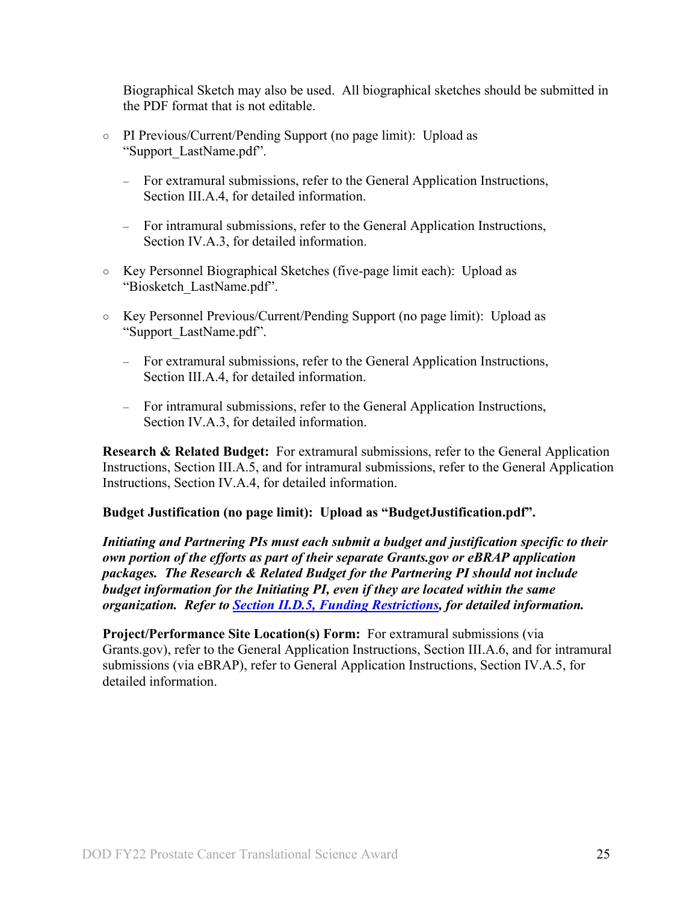Biographical Sketch may also be used. All biographical sketches should be submitted in the PDF format that is not editable.

- PI Previous/Current/Pending Support (no page limit): Upload as "Support_LastName.pdf".
  - For extramural submissions, refer to the General Application Instructions, Section III.A.4, for detailed information.
  - For intramural submissions, refer to the General Application Instructions, Section IV.A.3, for detailed information.
- Key Personnel Biographical Sketches (five-page limit each): Upload as "Biosketch_LastName.pdf".
- Key Personnel Previous/Current/Pending Support (no page limit): Upload as "Support_LastName.pdf".
  - For extramural submissions, refer to the General Application Instructions, Section III.A.4, for detailed information.
  - For intramural submissions, refer to the General Application Instructions, Section IV.A.3, for detailed information.

**Research & Related Budget:** For extramural submissions, refer to the General Application Instructions, Section III.A.5, and for intramural submissions, refer to the General Application Instructions, Section IV.A.4, for detailed information.

**Budget Justification (no page limit): Upload as "BudgetJustification.pdf".**

***Initiating and Partnering PIs must each submit a budget and justification specific to their own portion of the efforts as part of their separate Grants.gov or eBRAP application packages. The Research & Related Budget for the Partnering PI should not include budget information for the Initiating PI, even if they are located within the same organization. Refer to [Section II.D.5, Funding Restrictions](), for detailed information.***

**Project/Performance Site Location(s) Form:** For extramural submissions (via Grants.gov), refer to the General Application Instructions, Section III.A.6, and for intramural submissions (via eBRAP), refer to General Application Instructions, Section IV.A.5, for detailed information.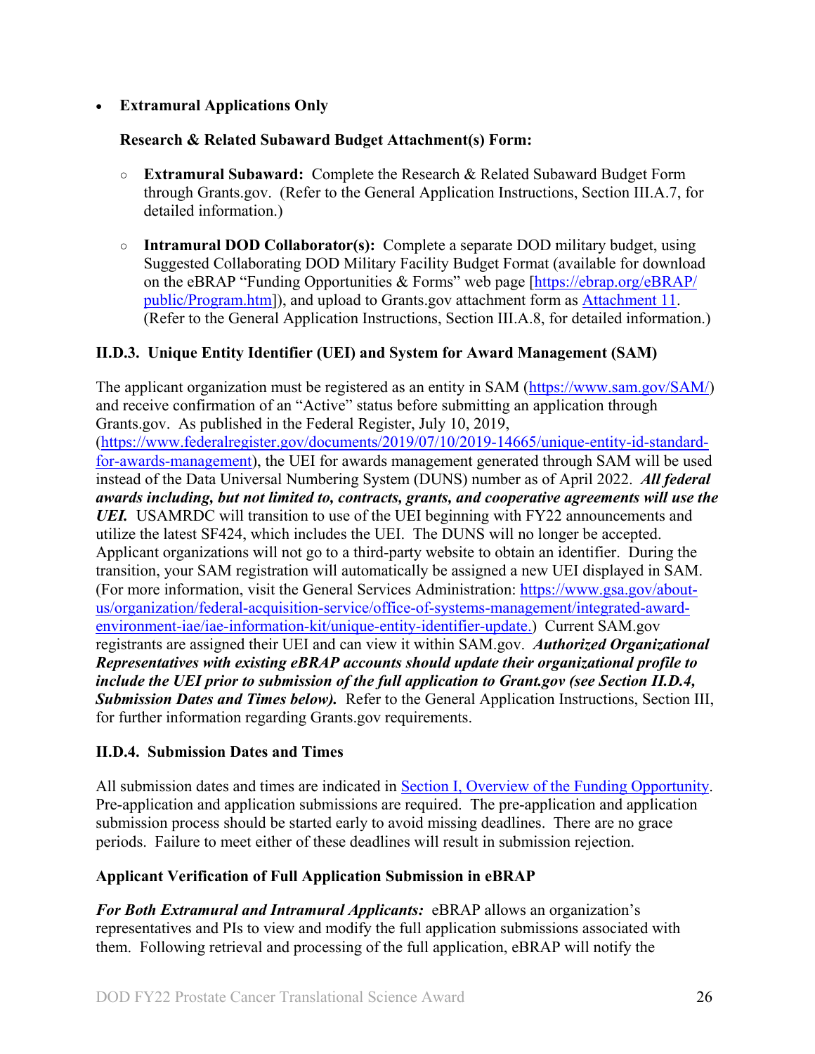- **Extramural Applications Only**

  **Research & Related Subaward Budget Attachment(s) Form:**

  - **Extramural Subaward:** Complete the Research & Related Subaward Budget Form through Grants.gov. (Refer to the General Application Instructions, Section III.A.7, for detailed information.)
  - **Intramural DOD Collaborator(s):** Complete a separate DOD military budget, using Suggested Collaborating DOD Military Facility Budget Format (available for download on the eBRAP "Funding Opportunities & Forms" web page [https://ebrap.org/eBRAP/public/Program.htm]), and upload to Grants.gov attachment form as Attachment 11. (Refer to the General Application Instructions, Section III.A.8, for detailed information.)

### II.D.3. Unique Entity Identifier (UEI) and System for Award Management (SAM)

The applicant organization must be registered as an entity in SAM (https://www.sam.gov/SAM/) and receive confirmation of an "Active" status before submitting an application through Grants.gov. As published in the Federal Register, July 10, 2019, (https://www.federalregister.gov/documents/2019/07/10/2019-14665/unique-entity-id-standard-for-awards-management), the UEI for awards management generated through SAM will be used instead of the Data Universal Numbering System (DUNS) number as of April 2022. ***All federal awards including, but not limited to, contracts, grants, and cooperative agreements will use the UEI.*** USAMRDC will transition to use of the UEI beginning with FY22 announcements and utilize the latest SF424, which includes the UEI. The DUNS will no longer be accepted. Applicant organizations will not go to a third-party website to obtain an identifier. During the transition, your SAM registration will automatically be assigned a new UEI displayed in SAM. (For more information, visit the General Services Administration: https://www.gsa.gov/about-us/organization/federal-acquisition-service/office-of-systems-management/integrated-award-environment-iae/iae-information-kit/unique-entity-identifier-update.) Current SAM.gov registrants are assigned their UEI and can view it within SAM.gov. ***Authorized Organizational Representatives with existing eBRAP accounts should update their organizational profile to include the UEI prior to submission of the full application to Grant.gov (see Section II.D.4, Submission Dates and Times below).*** Refer to the General Application Instructions, Section III, for further information regarding Grants.gov requirements.

### II.D.4. Submission Dates and Times

All submission dates and times are indicated in Section I, Overview of the Funding Opportunity. Pre-application and application submissions are required. The pre-application and application submission process should be started early to avoid missing deadlines. There are no grace periods. Failure to meet either of these deadlines will result in submission rejection.

**Applicant Verification of Full Application Submission in eBRAP**

***For Both Extramural and Intramural Applicants:*** eBRAP allows an organization's representatives and PIs to view and modify the full application submissions associated with them. Following retrieval and processing of the full application, eBRAP will notify the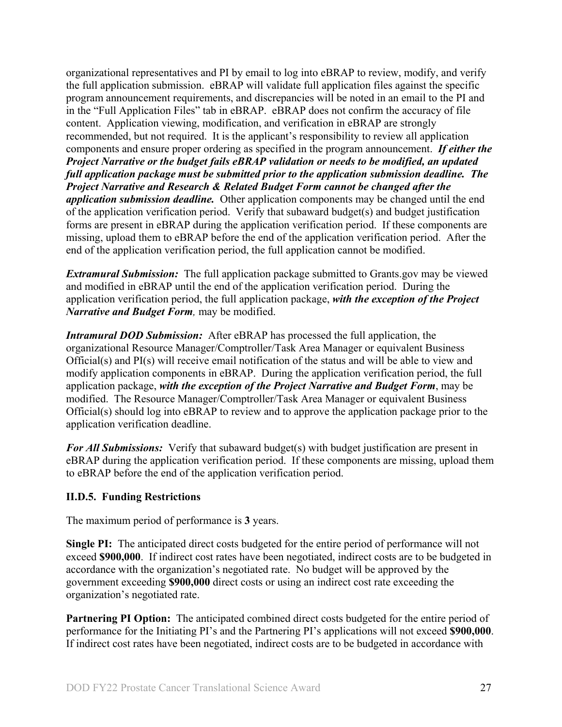organizational representatives and PI by email to log into eBRAP to review, modify, and verify the full application submission. eBRAP will validate full application files against the specific program announcement requirements, and discrepancies will be noted in an email to the PI and in the "Full Application Files" tab in eBRAP. eBRAP does not confirm the accuracy of file content. Application viewing, modification, and verification in eBRAP are strongly recommended, but not required. It is the applicant's responsibility to review all application components and ensure proper ordering as specified in the program announcement. ***If either the Project Narrative or the budget fails eBRAP validation or needs to be modified, an updated full application package must be submitted prior to the application submission deadline. The Project Narrative and Research & Related Budget Form cannot be changed after the application submission deadline.*** Other application components may be changed until the end of the application verification period. Verify that subaward budget(s) and budget justification forms are present in eBRAP during the application verification period. If these components are missing, upload them to eBRAP before the end of the application verification period. After the end of the application verification period, the full application cannot be modified.

***Extramural Submission:*** The full application package submitted to Grants.gov may be viewed and modified in eBRAP until the end of the application verification period. During the application verification period, the full application package, ***with the exception of the Project Narrative and Budget Form,*** may be modified.

***Intramural DOD Submission:*** After eBRAP has processed the full application, the organizational Resource Manager/Comptroller/Task Area Manager or equivalent Business Official(s) and PI(s) will receive email notification of the status and will be able to view and modify application components in eBRAP. During the application verification period, the full application package, ***with the exception of the Project Narrative and Budget Form***, may be modified. The Resource Manager/Comptroller/Task Area Manager or equivalent Business Official(s) should log into eBRAP to review and to approve the application package prior to the application verification deadline.

***For All Submissions:*** Verify that subaward budget(s) with budget justification are present in eBRAP during the application verification period. If these components are missing, upload them to eBRAP before the end of the application verification period.

### II.D.5. Funding Restrictions

The maximum period of performance is **3** years.

**Single PI:** The anticipated direct costs budgeted for the entire period of performance will not exceed **$900,000**. If indirect cost rates have been negotiated, indirect costs are to be budgeted in accordance with the organization's negotiated rate. No budget will be approved by the government exceeding **$900,000** direct costs or using an indirect cost rate exceeding the organization's negotiated rate.

**Partnering PI Option:** The anticipated combined direct costs budgeted for the entire period of performance for the Initiating PI's and the Partnering PI's applications will not exceed **$900,000**. If indirect cost rates have been negotiated, indirect costs are to be budgeted in accordance with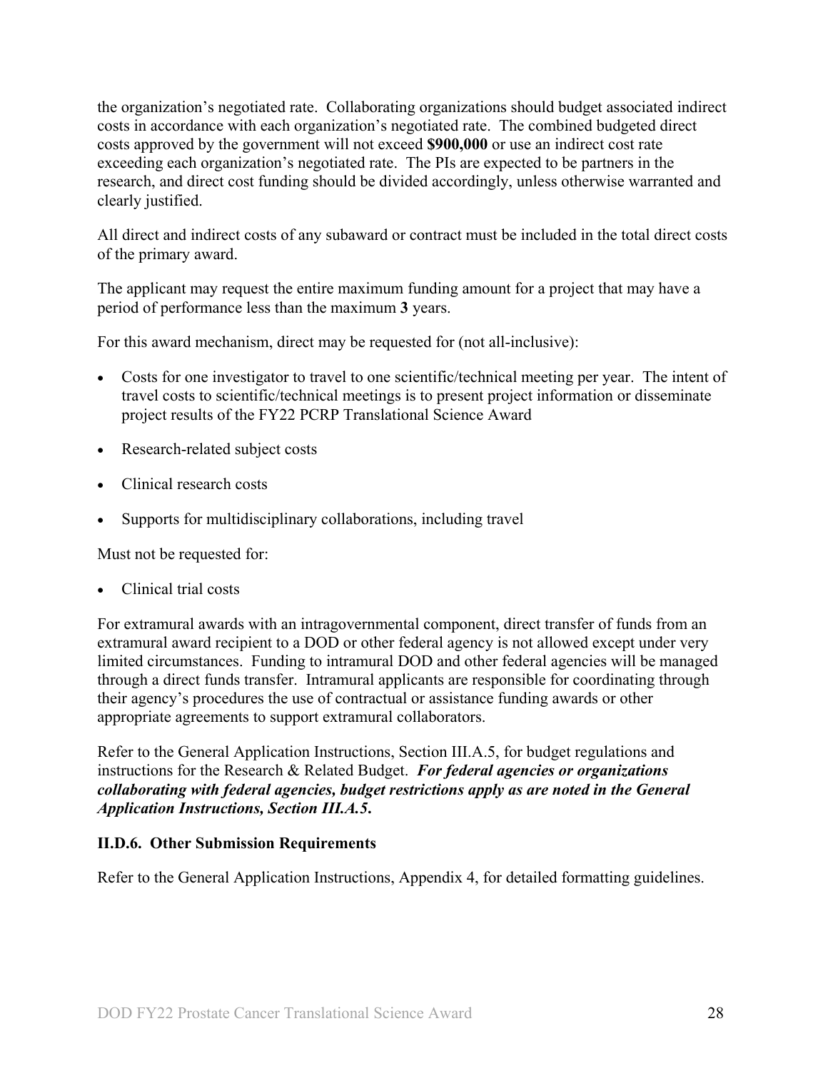the organization's negotiated rate. Collaborating organizations should budget associated indirect costs in accordance with each organization's negotiated rate. The combined budgeted direct costs approved by the government will not exceed **$900,000** or use an indirect cost rate exceeding each organization's negotiated rate. The PIs are expected to be partners in the research, and direct cost funding should be divided accordingly, unless otherwise warranted and clearly justified.

All direct and indirect costs of any subaward or contract must be included in the total direct costs of the primary award.

The applicant may request the entire maximum funding amount for a project that may have a period of performance less than the maximum **3** years.

For this award mechanism, direct may be requested for (not all-inclusive):

- Costs for one investigator to travel to one scientific/technical meeting per year. The intent of travel costs to scientific/technical meetings is to present project information or disseminate project results of the FY22 PCRP Translational Science Award
- Research-related subject costs
- Clinical research costs
- Supports for multidisciplinary collaborations, including travel

Must not be requested for:

- Clinical trial costs

For extramural awards with an intragovernmental component, direct transfer of funds from an extramural award recipient to a DOD or other federal agency is not allowed except under very limited circumstances. Funding to intramural DOD and other federal agencies will be managed through a direct funds transfer. Intramural applicants are responsible for coordinating through their agency's procedures the use of contractual or assistance funding awards or other appropriate agreements to support extramural collaborators.

Refer to the General Application Instructions, Section III.A.5, for budget regulations and instructions for the Research & Related Budget. ***For federal agencies or organizations collaborating with federal agencies, budget restrictions apply as are noted in the General Application Instructions, Section III.A.5.***

#### II.D.6. Other Submission Requirements

Refer to the General Application Instructions, Appendix 4, for detailed formatting guidelines.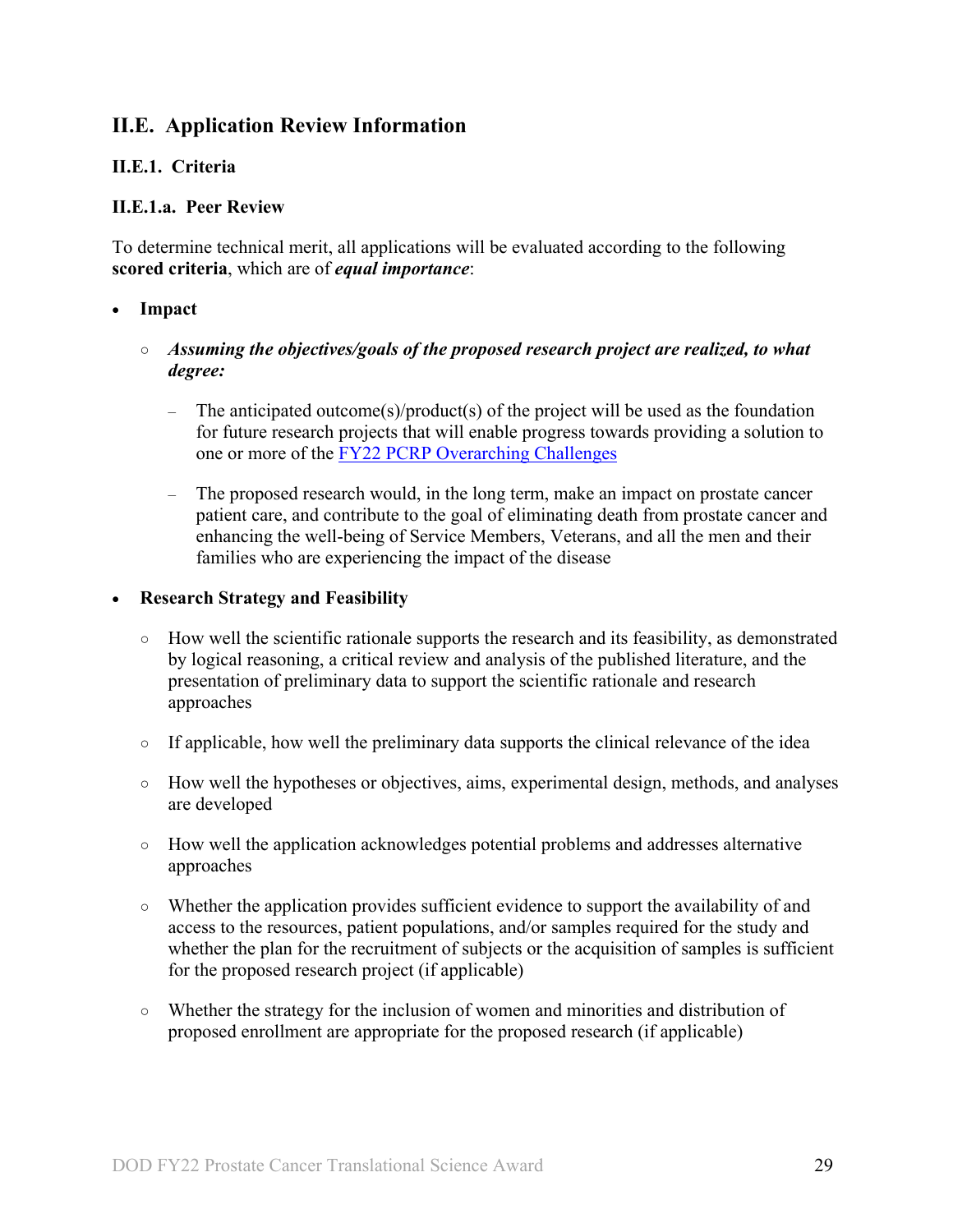## II.E. Application Review Information

### II.E.1. Criteria

#### II.E.1.a. Peer Review

To determine technical merit, all applications will be evaluated according to the following **scored criteria**, which are of ***equal importance***:

- **Impact**
  - ***Assuming the objectives/goals of the proposed research project are realized, to what degree:***
    - The anticipated outcome(s)/product(s) of the project will be used as the foundation for future research projects that will enable progress towards providing a solution to one or more of the FY22 PCRP Overarching Challenges
    - The proposed research would, in the long term, make an impact on prostate cancer patient care, and contribute to the goal of eliminating death from prostate cancer and enhancing the well-being of Service Members, Veterans, and all the men and their families who are experiencing the impact of the disease
- **Research Strategy and Feasibility**
  - How well the scientific rationale supports the research and its feasibility, as demonstrated by logical reasoning, a critical review and analysis of the published literature, and the presentation of preliminary data to support the scientific rationale and research approaches
  - If applicable, how well the preliminary data supports the clinical relevance of the idea
  - How well the hypotheses or objectives, aims, experimental design, methods, and analyses are developed
  - How well the application acknowledges potential problems and addresses alternative approaches
  - Whether the application provides sufficient evidence to support the availability of and access to the resources, patient populations, and/or samples required for the study and whether the plan for the recruitment of subjects or the acquisition of samples is sufficient for the proposed research project (if applicable)
  - Whether the strategy for the inclusion of women and minorities and distribution of proposed enrollment are appropriate for the proposed research (if applicable)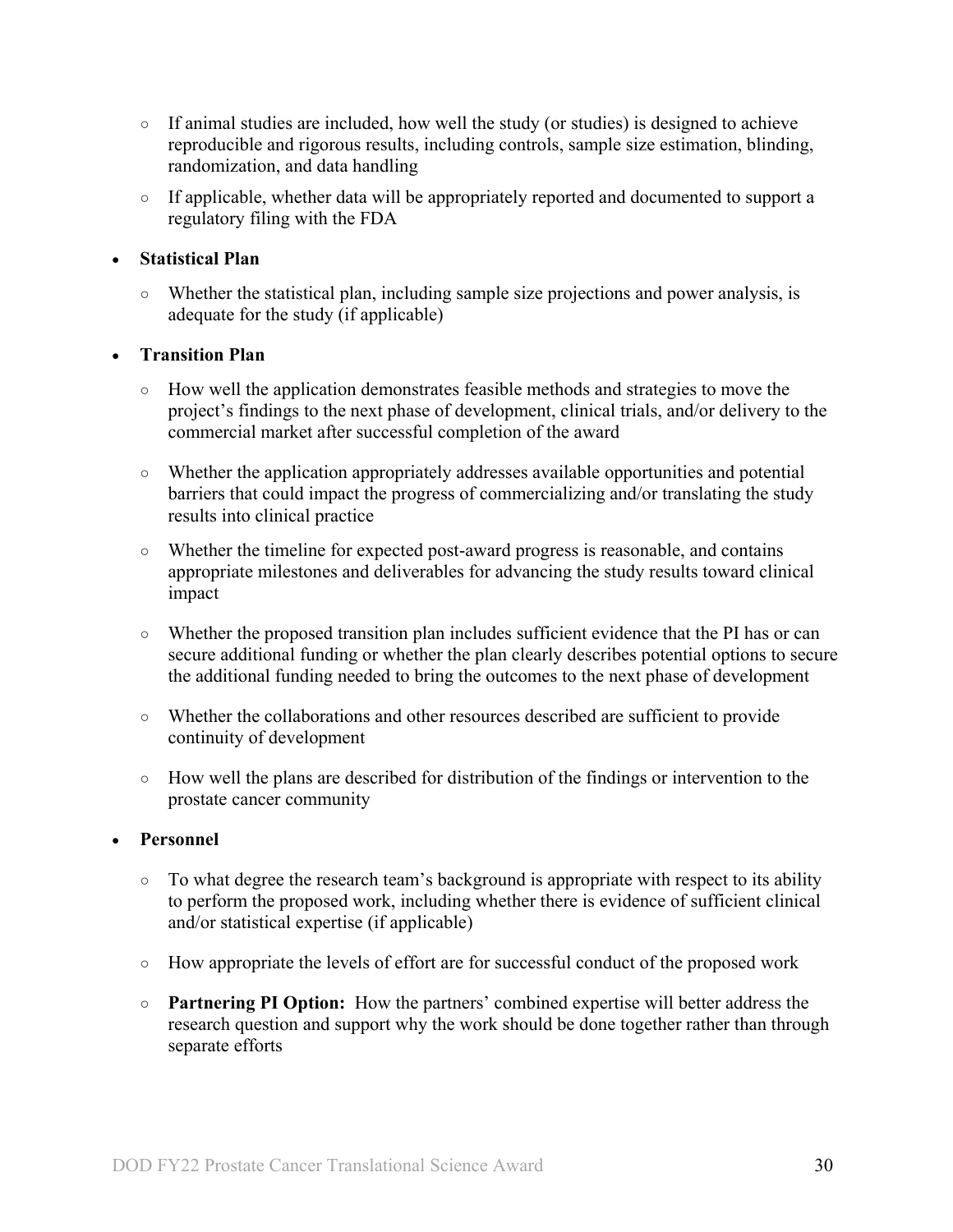- If animal studies are included, how well the study (or studies) is designed to achieve reproducible and rigorous results, including controls, sample size estimation, blinding, randomization, and data handling
  - If applicable, whether data will be appropriately reported and documented to support a regulatory filing with the FDA

- **Statistical Plan**
  - Whether the statistical plan, including sample size projections and power analysis, is adequate for the study (if applicable)

- **Transition Plan**
  - How well the application demonstrates feasible methods and strategies to move the project's findings to the next phase of development, clinical trials, and/or delivery to the commercial market after successful completion of the award
  - Whether the application appropriately addresses available opportunities and potential barriers that could impact the progress of commercializing and/or translating the study results into clinical practice
  - Whether the timeline for expected post-award progress is reasonable, and contains appropriate milestones and deliverables for advancing the study results toward clinical impact
  - Whether the proposed transition plan includes sufficient evidence that the PI has or can secure additional funding or whether the plan clearly describes potential options to secure the additional funding needed to bring the outcomes to the next phase of development
  - Whether the collaborations and other resources described are sufficient to provide continuity of development
  - How well the plans are described for distribution of the findings or intervention to the prostate cancer community

- **Personnel**
  - To what degree the research team's background is appropriate with respect to its ability to perform the proposed work, including whether there is evidence of sufficient clinical and/or statistical expertise (if applicable)
  - How appropriate the levels of effort are for successful conduct of the proposed work
  - **Partnering PI Option:** How the partners' combined expertise will better address the research question and support why the work should be done together rather than through separate efforts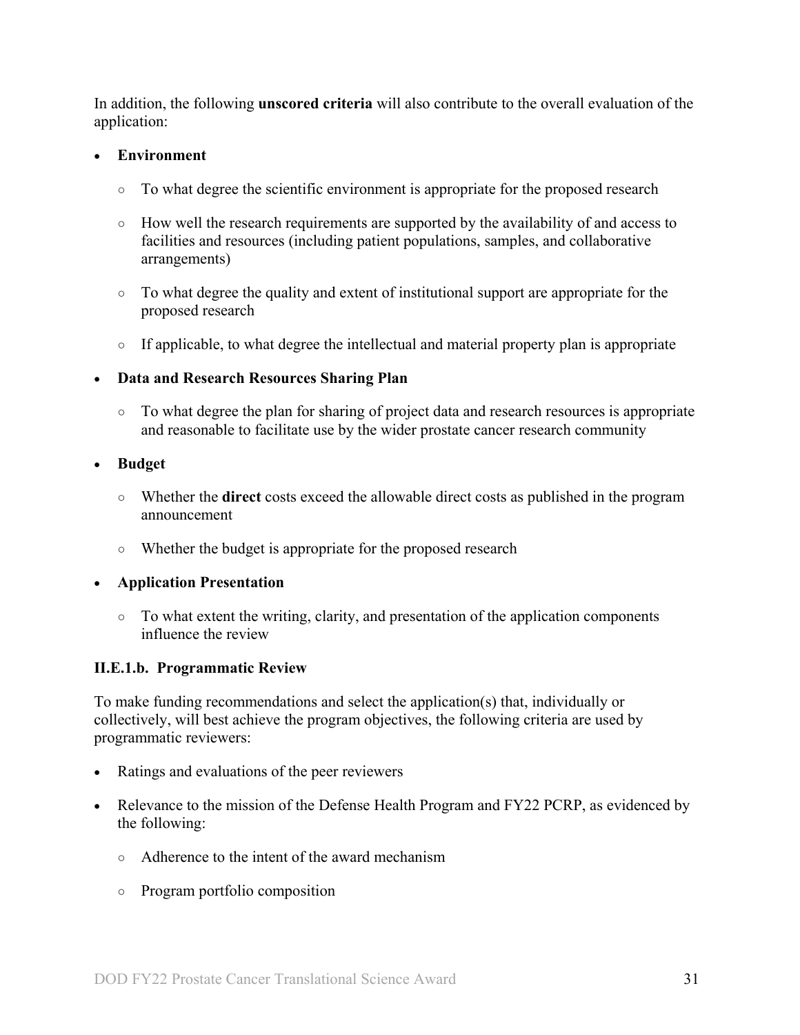In addition, the following **unscored criteria** will also contribute to the overall evaluation of the application:

- **Environment**
  - To what degree the scientific environment is appropriate for the proposed research
  - How well the research requirements are supported by the availability of and access to facilities and resources (including patient populations, samples, and collaborative arrangements)
  - To what degree the quality and extent of institutional support are appropriate for the proposed research
  - If applicable, to what degree the intellectual and material property plan is appropriate
- **Data and Research Resources Sharing Plan**
  - To what degree the plan for sharing of project data and research resources is appropriate and reasonable to facilitate use by the wider prostate cancer research community
- **Budget**
  - Whether the **direct** costs exceed the allowable direct costs as published in the program announcement
  - Whether the budget is appropriate for the proposed research
- **Application Presentation**
  - To what extent the writing, clarity, and presentation of the application components influence the review

#### II.E.1.b. Programmatic Review

To make funding recommendations and select the application(s) that, individually or collectively, will best achieve the program objectives, the following criteria are used by programmatic reviewers:

- Ratings and evaluations of the peer reviewers
- Relevance to the mission of the Defense Health Program and FY22 PCRP, as evidenced by the following:
  - Adherence to the intent of the award mechanism
  - Program portfolio composition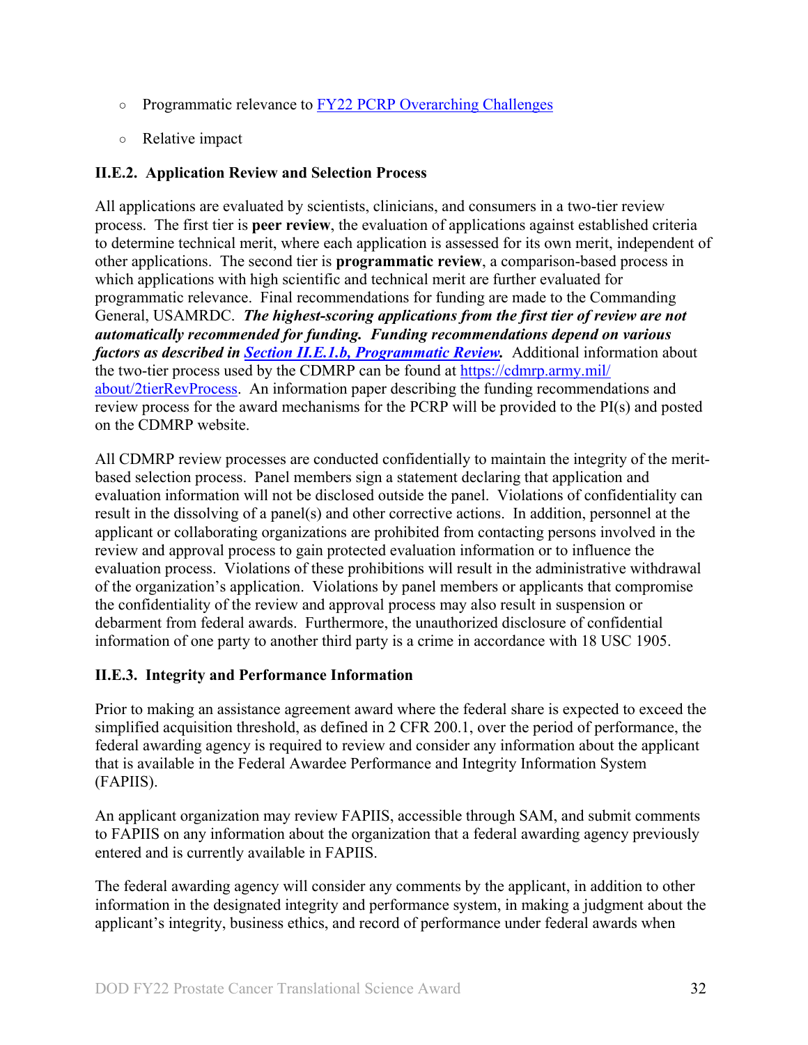- Programmatic relevance to [FY22 PCRP Overarching Challenges]
- Relative impact

### II.E.2. Application Review and Selection Process

All applications are evaluated by scientists, clinicians, and consumers in a two-tier review process. The first tier is **peer review**, the evaluation of applications against established criteria to determine technical merit, where each application is assessed for its own merit, independent of other applications. The second tier is **programmatic review**, a comparison-based process in which applications with high scientific and technical merit are further evaluated for programmatic relevance. Final recommendations for funding are made to the Commanding General, USAMRDC. ***The highest-scoring applications from the first tier of review are not automatically recommended for funding. Funding recommendations depend on various factors as described in Section II.E.1.b, Programmatic Review.*** Additional information about the two-tier process used by the CDMRP can be found at https://cdmrp.army.mil/about/2tierRevProcess. An information paper describing the funding recommendations and review process for the award mechanisms for the PCRP will be provided to the PI(s) and posted on the CDMRP website.

All CDMRP review processes are conducted confidentially to maintain the integrity of the merit-based selection process. Panel members sign a statement declaring that application and evaluation information will not be disclosed outside the panel. Violations of confidentiality can result in the dissolving of a panel(s) and other corrective actions. In addition, personnel at the applicant or collaborating organizations are prohibited from contacting persons involved in the review and approval process to gain protected evaluation information or to influence the evaluation process. Violations of these prohibitions will result in the administrative withdrawal of the organization's application. Violations by panel members or applicants that compromise the confidentiality of the review and approval process may also result in suspension or debarment from federal awards. Furthermore, the unauthorized disclosure of confidential information of one party to another third party is a crime in accordance with 18 USC 1905.

### II.E.3. Integrity and Performance Information

Prior to making an assistance agreement award where the federal share is expected to exceed the simplified acquisition threshold, as defined in 2 CFR 200.1, over the period of performance, the federal awarding agency is required to review and consider any information about the applicant that is available in the Federal Awardee Performance and Integrity Information System (FAPIIS).

An applicant organization may review FAPIIS, accessible through SAM, and submit comments to FAPIIS on any information about the organization that a federal awarding agency previously entered and is currently available in FAPIIS.

The federal awarding agency will consider any comments by the applicant, in addition to other information in the designated integrity and performance system, in making a judgment about the applicant's integrity, business ethics, and record of performance under federal awards when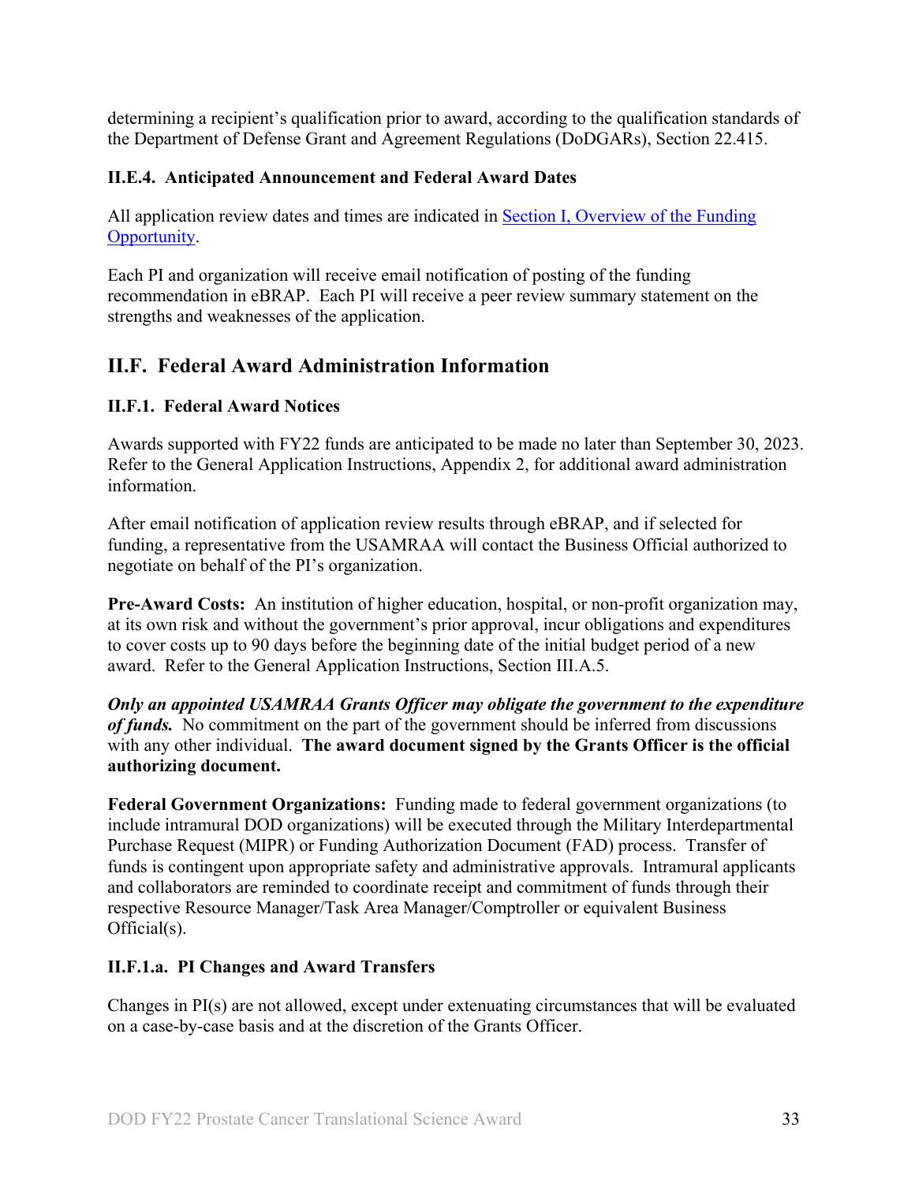determining a recipient's qualification prior to award, according to the qualification standards of the Department of Defense Grant and Agreement Regulations (DoDGARs), Section 22.415.

### II.E.4. Anticipated Announcement and Federal Award Dates

All application review dates and times are indicated in [Section I, Overview of the Funding Opportunity](#).

Each PI and organization will receive email notification of posting of the funding recommendation in eBRAP. Each PI will receive a peer review summary statement on the strengths and weaknesses of the application.

## II.F. Federal Award Administration Information

### II.F.1. Federal Award Notices

Awards supported with FY22 funds are anticipated to be made no later than September 30, 2023. Refer to the General Application Instructions, Appendix 2, for additional award administration information.

After email notification of application review results through eBRAP, and if selected for funding, a representative from the USAMRAA will contact the Business Official authorized to negotiate on behalf of the PI's organization.

**Pre-Award Costs:** An institution of higher education, hospital, or non-profit organization may, at its own risk and without the government's prior approval, incur obligations and expenditures to cover costs up to 90 days before the beginning date of the initial budget period of a new award. Refer to the General Application Instructions, Section III.A.5.

***Only an appointed USAMRAA Grants Officer may obligate the government to the expenditure of funds.*** No commitment on the part of the government should be inferred from discussions with any other individual. **The award document signed by the Grants Officer is the official authorizing document.**

**Federal Government Organizations:** Funding made to federal government organizations (to include intramural DOD organizations) will be executed through the Military Interdepartmental Purchase Request (MIPR) or Funding Authorization Document (FAD) process. Transfer of funds is contingent upon appropriate safety and administrative approvals. Intramural applicants and collaborators are reminded to coordinate receipt and commitment of funds through their respective Resource Manager/Task Area Manager/Comptroller or equivalent Business Official(s).

#### II.F.1.a. PI Changes and Award Transfers

Changes in PI(s) are not allowed, except under extenuating circumstances that will be evaluated on a case-by-case basis and at the discretion of the Grants Officer.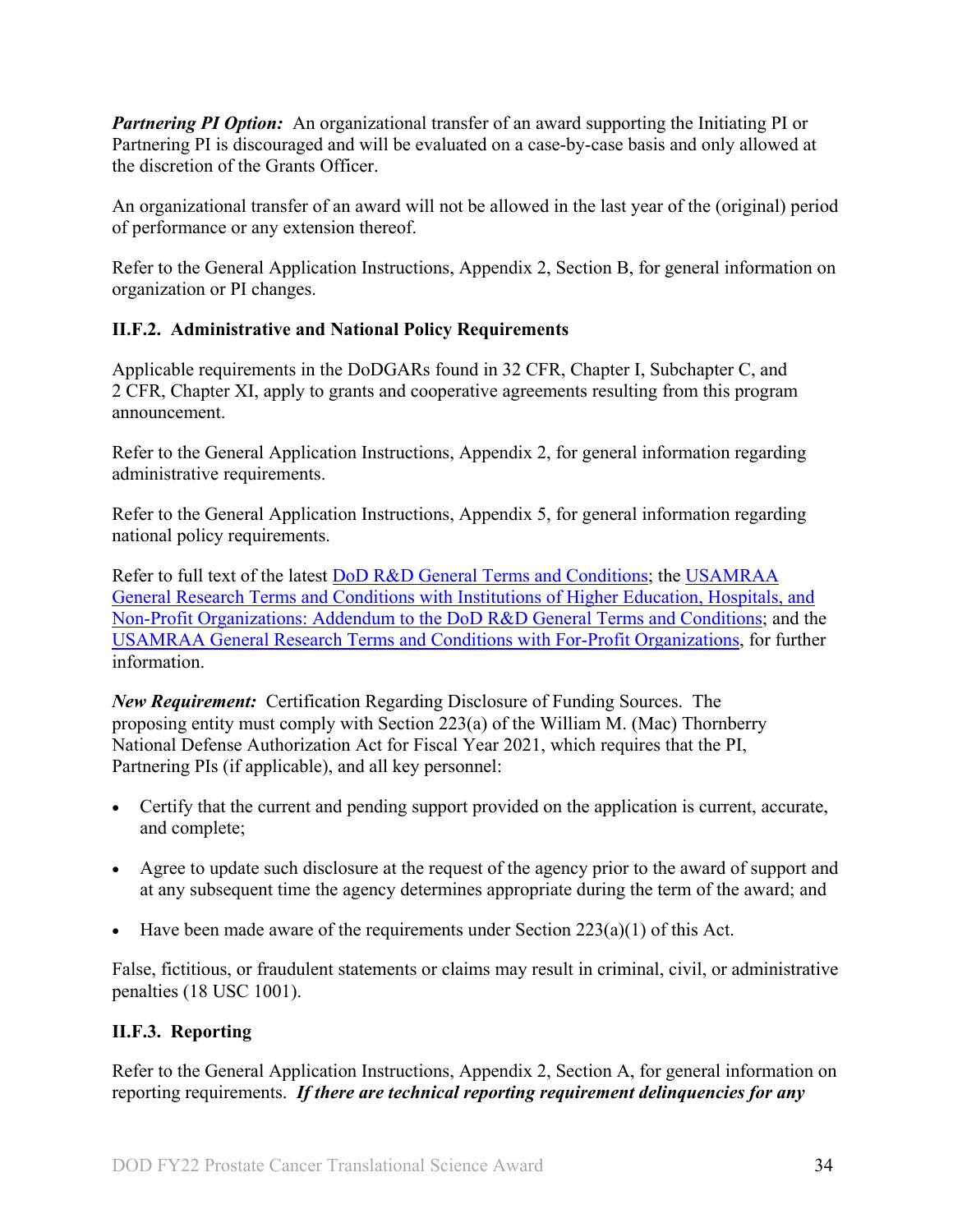***Partnering PI Option:*** An organizational transfer of an award supporting the Initiating PI or Partnering PI is discouraged and will be evaluated on a case-by-case basis and only allowed at the discretion of the Grants Officer.

An organizational transfer of an award will not be allowed in the last year of the (original) period of performance or any extension thereof.

Refer to the General Application Instructions, Appendix 2, Section B, for general information on organization or PI changes.

### II.F.2. Administrative and National Policy Requirements

Applicable requirements in the DoDGARs found in 32 CFR, Chapter I, Subchapter C, and 2 CFR, Chapter XI, apply to grants and cooperative agreements resulting from this program announcement.

Refer to the General Application Instructions, Appendix 2, for general information regarding administrative requirements.

Refer to the General Application Instructions, Appendix 5, for general information regarding national policy requirements.

Refer to full text of the latest DoD R&D General Terms and Conditions; the USAMRAA General Research Terms and Conditions with Institutions of Higher Education, Hospitals, and Non-Profit Organizations: Addendum to the DoD R&D General Terms and Conditions; and the USAMRAA General Research Terms and Conditions with For-Profit Organizations, for further information.

***New Requirement:*** Certification Regarding Disclosure of Funding Sources. The proposing entity must comply with Section 223(a) of the William M. (Mac) Thornberry National Defense Authorization Act for Fiscal Year 2021, which requires that the PI, Partnering PIs (if applicable), and all key personnel:

- Certify that the current and pending support provided on the application is current, accurate, and complete;
- Agree to update such disclosure at the request of the agency prior to the award of support and at any subsequent time the agency determines appropriate during the term of the award; and
- Have been made aware of the requirements under Section 223(a)(1) of this Act.

False, fictitious, or fraudulent statements or claims may result in criminal, civil, or administrative penalties (18 USC 1001).

### II.F.3. Reporting

Refer to the General Application Instructions, Appendix 2, Section A, for general information on reporting requirements. ***If there are technical reporting requirement delinquencies for any***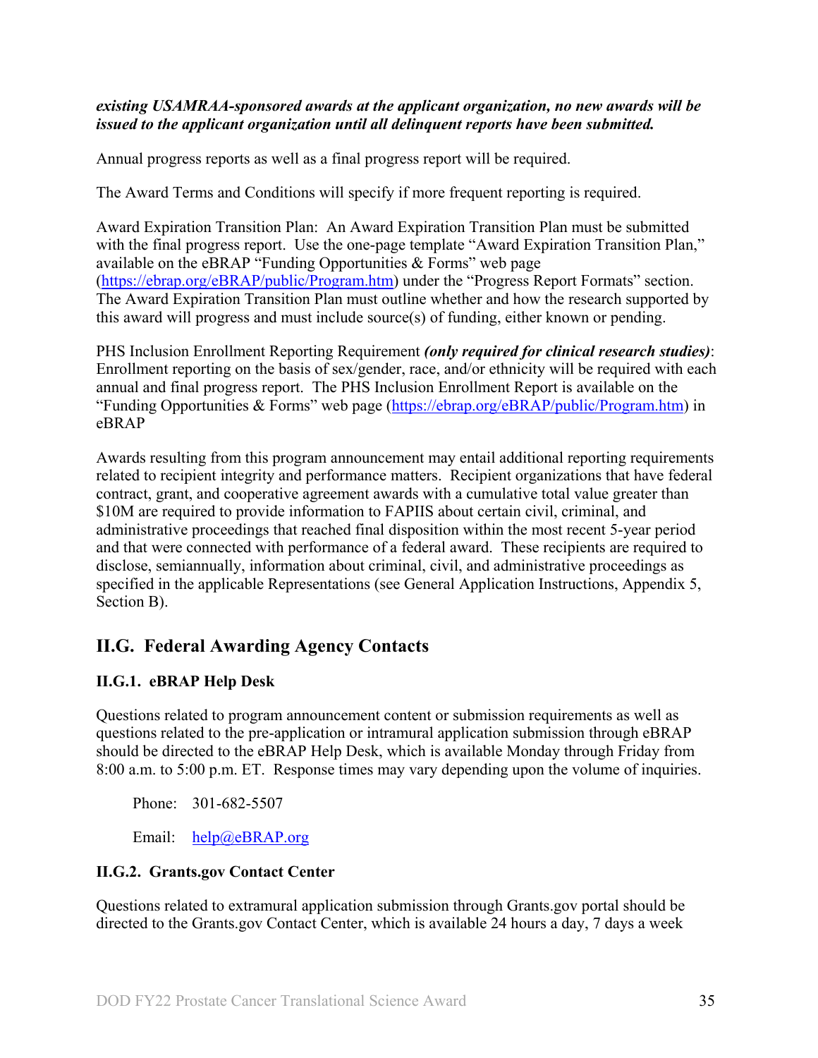***existing USAMRAA-sponsored awards at the applicant organization, no new awards will be issued to the applicant organization until all delinquent reports have been submitted.***

Annual progress reports as well as a final progress report will be required.

The Award Terms and Conditions will specify if more frequent reporting is required.

Award Expiration Transition Plan: An Award Expiration Transition Plan must be submitted with the final progress report. Use the one-page template "Award Expiration Transition Plan," available on the eBRAP "Funding Opportunities & Forms" web page (https://ebrap.org/eBRAP/public/Program.htm) under the "Progress Report Formats" section. The Award Expiration Transition Plan must outline whether and how the research supported by this award will progress and must include source(s) of funding, either known or pending.

PHS Inclusion Enrollment Reporting Requirement ***(only required for clinical research studies)***: Enrollment reporting on the basis of sex/gender, race, and/or ethnicity will be required with each annual and final progress report. The PHS Inclusion Enrollment Report is available on the "Funding Opportunities & Forms" web page (https://ebrap.org/eBRAP/public/Program.htm) in eBRAP

Awards resulting from this program announcement may entail additional reporting requirements related to recipient integrity and performance matters. Recipient organizations that have federal contract, grant, and cooperative agreement awards with a cumulative total value greater than $10M are required to provide information to FAPIIS about certain civil, criminal, and administrative proceedings that reached final disposition within the most recent 5-year period and that were connected with performance of a federal award. These recipients are required to disclose, semiannually, information about criminal, civil, and administrative proceedings as specified in the applicable Representations (see General Application Instructions, Appendix 5, Section B).

## II.G. Federal Awarding Agency Contacts

### II.G.1. eBRAP Help Desk

Questions related to program announcement content or submission requirements as well as questions related to the pre-application or intramural application submission through eBRAP should be directed to the eBRAP Help Desk, which is available Monday through Friday from 8:00 a.m. to 5:00 p.m. ET. Response times may vary depending upon the volume of inquiries.

Phone: 301-682-5507

Email: help@eBRAP.org

### II.G.2. Grants.gov Contact Center

Questions related to extramural application submission through Grants.gov portal should be directed to the Grants.gov Contact Center, which is available 24 hours a day, 7 days a week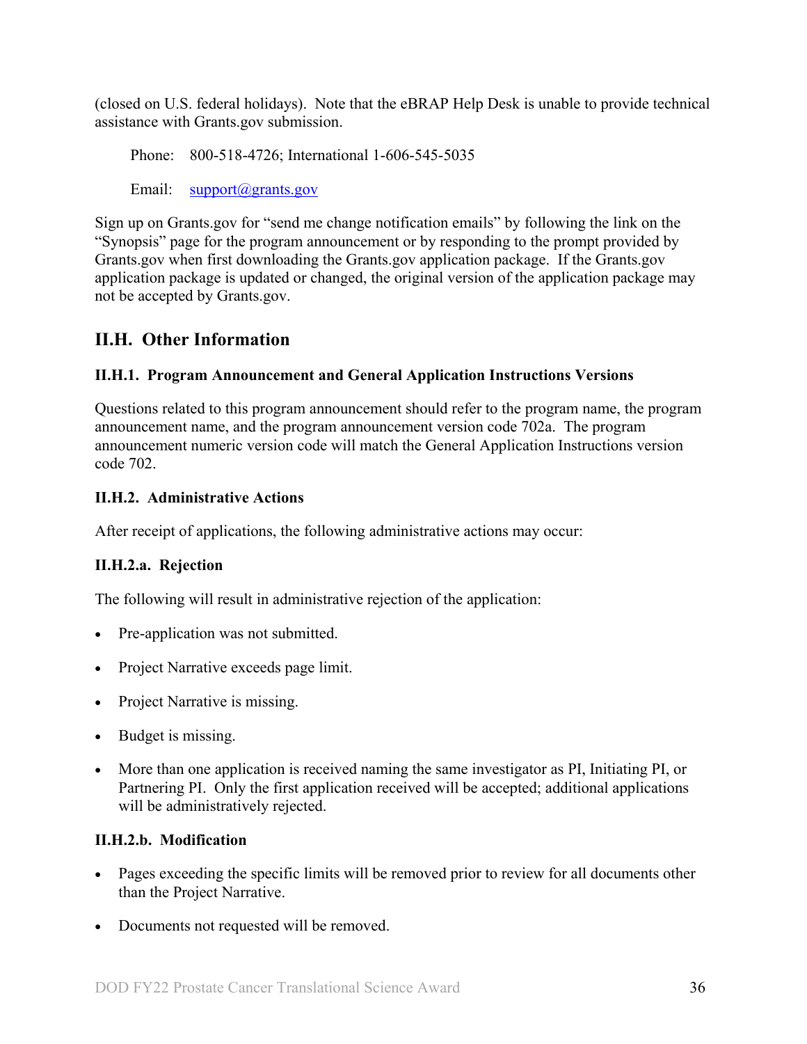(closed on U.S. federal holidays). Note that the eBRAP Help Desk is unable to provide technical assistance with Grants.gov submission.

Phone: 800-518-4726; International 1-606-545-5035

Email: support@grants.gov

Sign up on Grants.gov for "send me change notification emails" by following the link on the "Synopsis" page for the program announcement or by responding to the prompt provided by Grants.gov when first downloading the Grants.gov application package. If the Grants.gov application package is updated or changed, the original version of the application package may not be accepted by Grants.gov.

## II.H. Other Information

### II.H.1. Program Announcement and General Application Instructions Versions

Questions related to this program announcement should refer to the program name, the program announcement name, and the program announcement version code 702a. The program announcement numeric version code will match the General Application Instructions version code 702.

### II.H.2. Administrative Actions

After receipt of applications, the following administrative actions may occur:

#### II.H.2.a. Rejection

The following will result in administrative rejection of the application:

- Pre-application was not submitted.
- Project Narrative exceeds page limit.
- Project Narrative is missing.
- Budget is missing.
- More than one application is received naming the same investigator as PI, Initiating PI, or Partnering PI. Only the first application received will be accepted; additional applications will be administratively rejected.

#### II.H.2.b. Modification

- Pages exceeding the specific limits will be removed prior to review for all documents other than the Project Narrative.
- Documents not requested will be removed.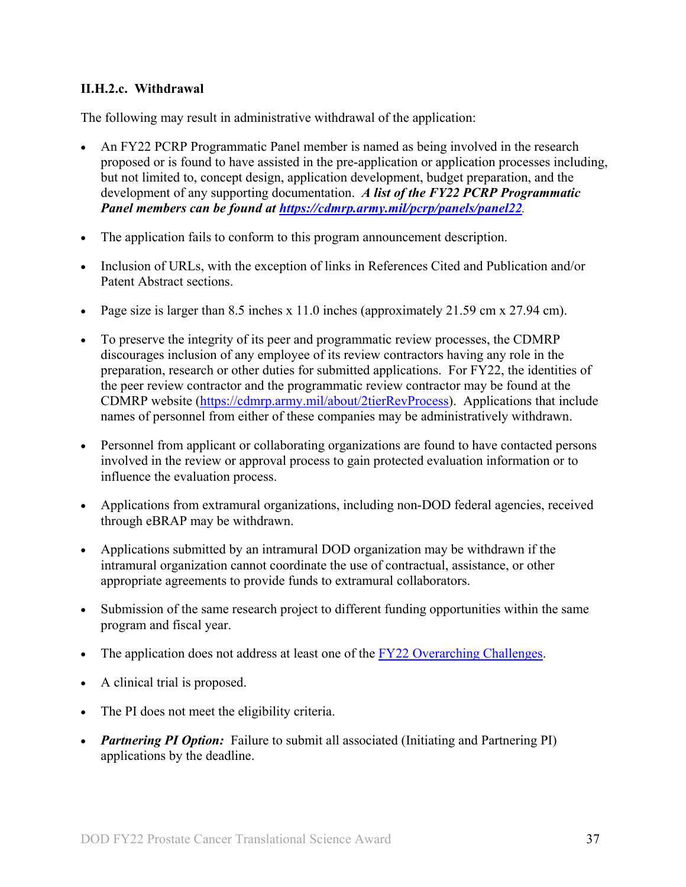### II.H.2.c. Withdrawal

The following may result in administrative withdrawal of the application:

- An FY22 PCRP Programmatic Panel member is named as being involved in the research proposed or is found to have assisted in the pre-application or application processes including, but not limited to, concept design, application development, budget preparation, and the development of any supporting documentation. ***A list of the FY22 PCRP Programmatic Panel members can be found at [https://cdmrp.army.mil/pcrp/panels/panel22](https://cdmrp.army.mil/pcrp/panels/panel22).***

- The application fails to conform to this program announcement description.

- Inclusion of URLs, with the exception of links in References Cited and Publication and/or Patent Abstract sections.

- Page size is larger than 8.5 inches x 11.0 inches (approximately 21.59 cm x 27.94 cm).

- To preserve the integrity of its peer and programmatic review processes, the CDMRP discourages inclusion of any employee of its review contractors having any role in the preparation, research or other duties for submitted applications. For FY22, the identities of the peer review contractor and the programmatic review contractor may be found at the CDMRP website ([https://cdmrp.army.mil/about/2tierRevProcess](https://cdmrp.army.mil/about/2tierRevProcess)). Applications that include names of personnel from either of these companies may be administratively withdrawn.

- Personnel from applicant or collaborating organizations are found to have contacted persons involved in the review or approval process to gain protected evaluation information or to influence the evaluation process.

- Applications from extramural organizations, including non-DOD federal agencies, received through eBRAP may be withdrawn.

- Applications submitted by an intramural DOD organization may be withdrawn if the intramural organization cannot coordinate the use of contractual, assistance, or other appropriate agreements to provide funds to extramural collaborators.

- Submission of the same research project to different funding opportunities within the same program and fiscal year.

- The application does not address at least one of the FY22 Overarching Challenges.

- A clinical trial is proposed.

- The PI does not meet the eligibility criteria.

- ***Partnering PI Option:*** Failure to submit all associated (Initiating and Partnering PI) applications by the deadline.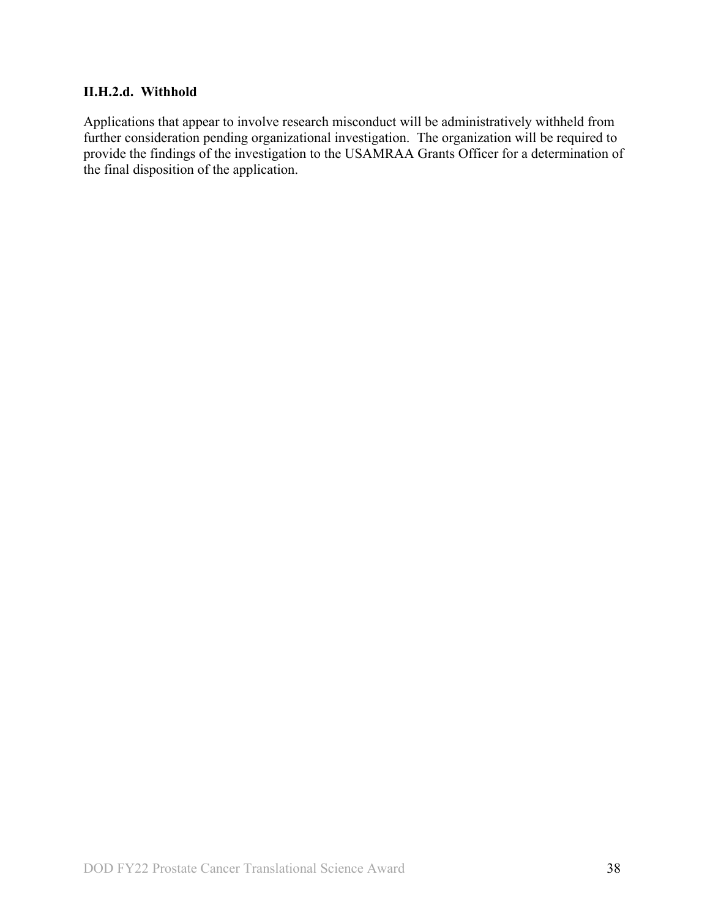#### II.H.2.d. Withhold

Applications that appear to involve research misconduct will be administratively withheld from further consideration pending organizational investigation. The organization will be required to provide the findings of the investigation to the USAMRAA Grants Officer for a determination of the final disposition of the application.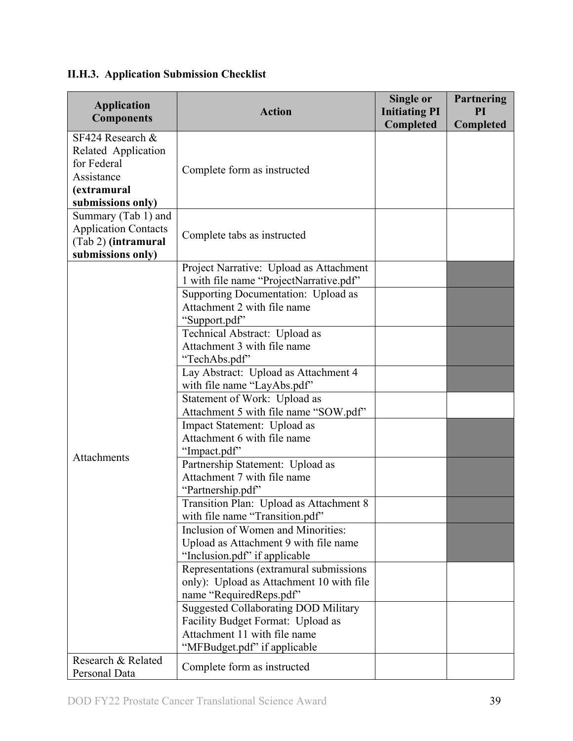### II.H.3. Application Submission Checklist

| Application Components | Action | Single or Initiating PI Completed | Partnering PI Completed |
|---|---|---|---|
| SF424 Research & Related Application for Federal Assistance **(extramural submissions only)** | Complete form as instructed | | |
| Summary (Tab 1) and Application Contacts (Tab 2) **(intramural submissions only)** | Complete tabs as instructed | | |
| Attachments | Project Narrative: Upload as Attachment 1 with file name "ProjectNarrative.pdf" | | |
| | Supporting Documentation: Upload as Attachment 2 with file name "Support.pdf" | | |
| | Technical Abstract: Upload as Attachment 3 with file name "TechAbs.pdf" | | |
| | Lay Abstract: Upload as Attachment 4 with file name "LayAbs.pdf" | | |
| | Statement of Work: Upload as Attachment 5 with file name "SOW.pdf" | | |
| | Impact Statement: Upload as Attachment 6 with file name "Impact.pdf" | | |
| | Partnership Statement: Upload as Attachment 7 with file name "Partnership.pdf" | | |
| | Transition Plan: Upload as Attachment 8 with file name "Transition.pdf" | | |
| | Inclusion of Women and Minorities: Upload as Attachment 9 with file name "Inclusion.pdf" if applicable | | |
| | Representations (extramural submissions only): Upload as Attachment 10 with file name "RequiredReps.pdf" | | |
| | Suggested Collaborating DOD Military Facility Budget Format: Upload as Attachment 11 with file name "MFBudget.pdf" if applicable | | |
| Research & Related Personal Data | Complete form as instructed | | |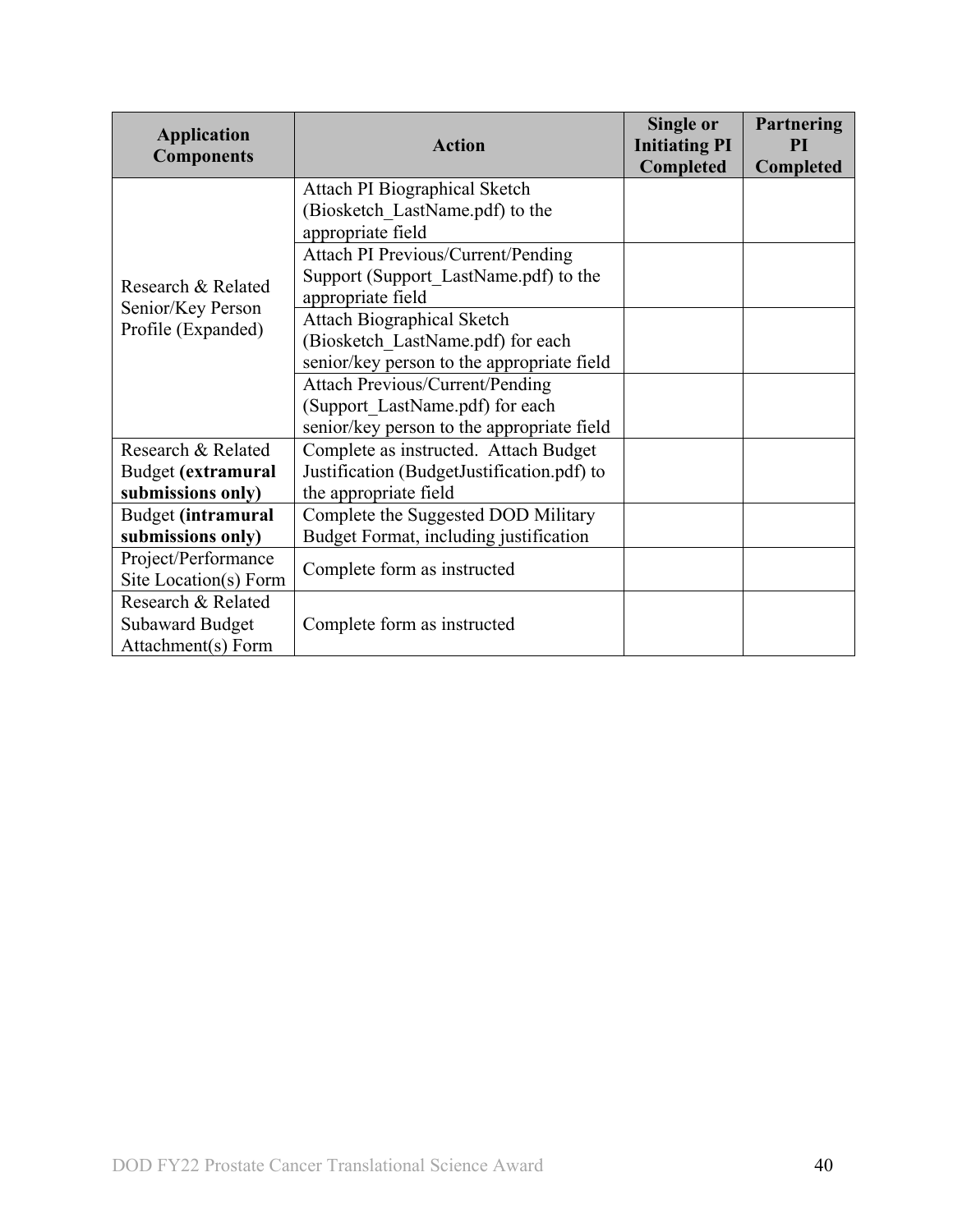| Application Components | Action | Single or Initiating PI Completed | Partnering PI Completed |
|---|---|---|---|
| Research & Related Senior/Key Person Profile (Expanded) | Attach PI Biographical Sketch (Biosketch_LastName.pdf) to the appropriate field | | |
| | Attach PI Previous/Current/Pending Support (Support_LastName.pdf) to the appropriate field | | |
| | Attach Biographical Sketch (Biosketch_LastName.pdf) for each senior/key person to the appropriate field | | |
| | Attach Previous/Current/Pending (Support_LastName.pdf) for each senior/key person to the appropriate field | | |
| Research & Related Budget **(extramural submissions only)** | Complete as instructed. Attach Budget Justification (BudgetJustification.pdf) to the appropriate field | | |
| Budget **(intramural submissions only)** | Complete the Suggested DOD Military Budget Format, including justification | | |
| Project/Performance Site Location(s) Form | Complete form as instructed | | |
| Research & Related Subaward Budget Attachment(s) Form | Complete form as instructed | | |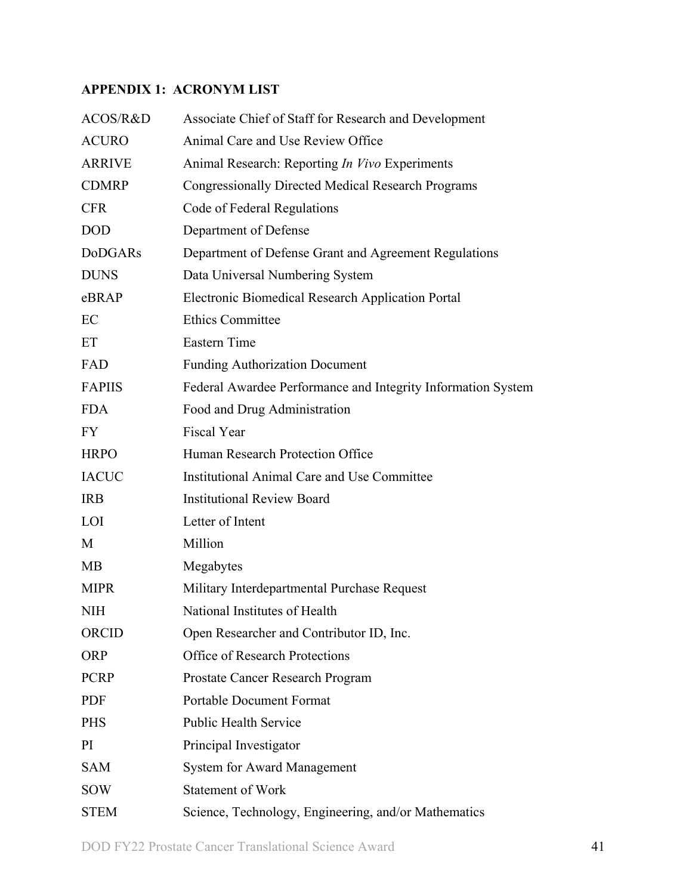## APPENDIX 1: ACRONYM LIST

| | |
|---|---|
| ACOS/R&D | Associate Chief of Staff for Research and Development |
| ACURO | Animal Care and Use Review Office |
| ARRIVE | Animal Research: Reporting *In Vivo* Experiments |
| CDMRP | Congressionally Directed Medical Research Programs |
| CFR | Code of Federal Regulations |
| DOD | Department of Defense |
| DoDGARs | Department of Defense Grant and Agreement Regulations |
| DUNS | Data Universal Numbering System |
| eBRAP | Electronic Biomedical Research Application Portal |
| EC | Ethics Committee |
| ET | Eastern Time |
| FAD | Funding Authorization Document |
| FAPIIS | Federal Awardee Performance and Integrity Information System |
| FDA | Food and Drug Administration |
| FY | Fiscal Year |
| HRPO | Human Research Protection Office |
| IACUC | Institutional Animal Care and Use Committee |
| IRB | Institutional Review Board |
| LOI | Letter of Intent |
| M | Million |
| MB | Megabytes |
| MIPR | Military Interdepartmental Purchase Request |
| NIH | National Institutes of Health |
| ORCID | Open Researcher and Contributor ID, Inc. |
| ORP | Office of Research Protections |
| PCRP | Prostate Cancer Research Program |
| PDF | Portable Document Format |
| PHS | Public Health Service |
| PI | Principal Investigator |
| SAM | System for Award Management |
| SOW | Statement of Work |
| STEM | Science, Technology, Engineering, and/or Mathematics |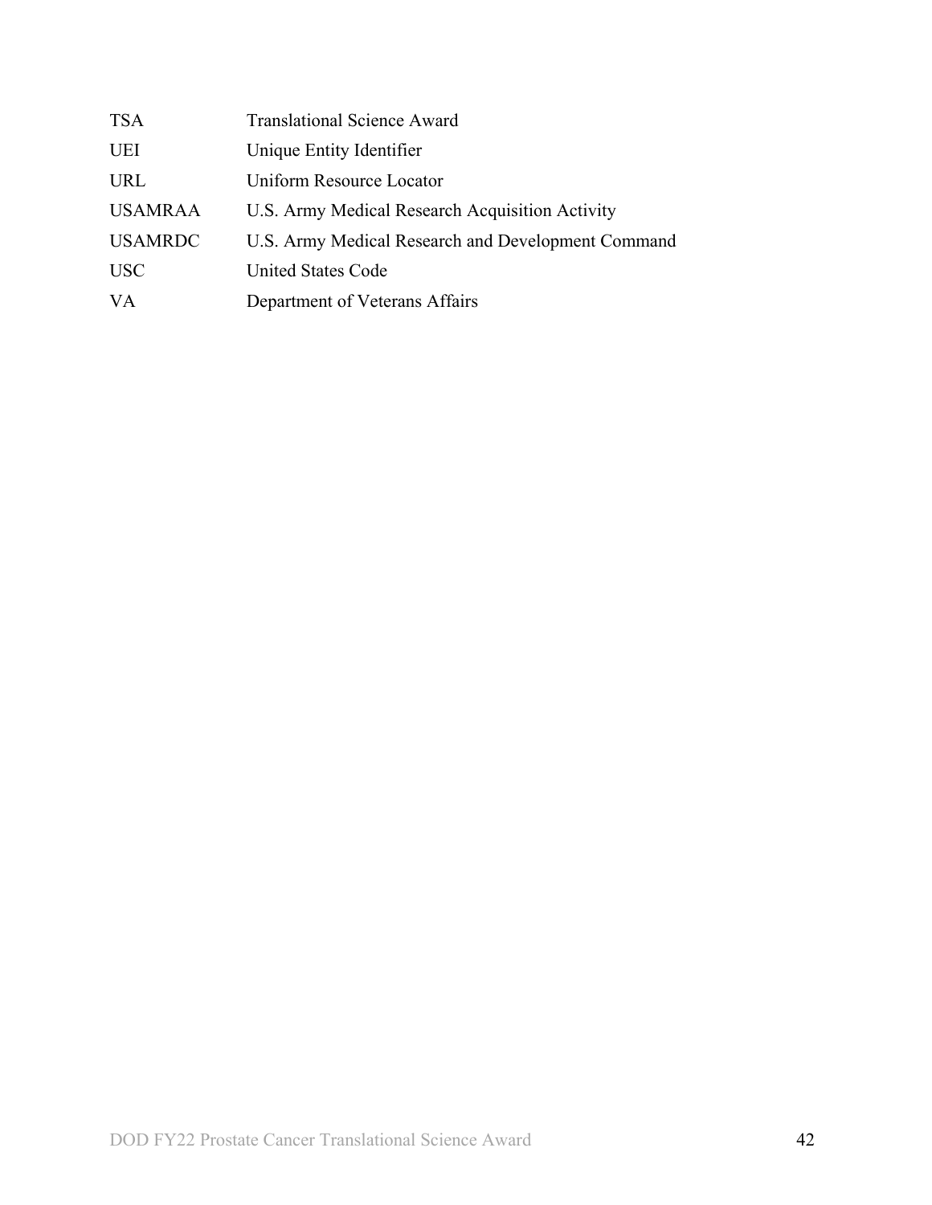| | |
|---|---|
| TSA | Translational Science Award |
| UEI | Unique Entity Identifier |
| URL | Uniform Resource Locator |
| USAMRAA | U.S. Army Medical Research Acquisition Activity |
| USAMRDC | U.S. Army Medical Research and Development Command |
| USC | United States Code |
| VA | Department of Veterans Affairs |